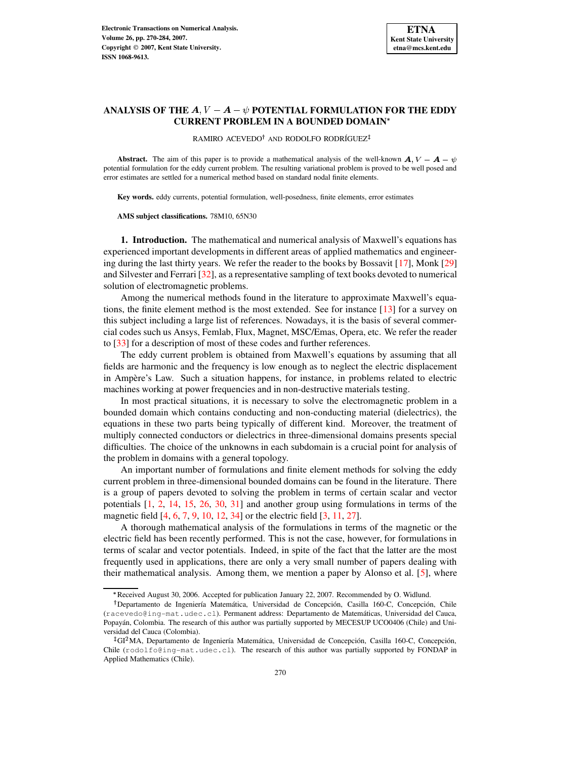# ANALYSIS OF THE $\boldsymbol{A}, V - \boldsymbol{A} - \psi$ POTENTIAL FORMULATION FOR THE EDDY CURRENT PROBLEM IN A BOUNDED DOMAIN*

RAMIRO ACEVEDO† AND RODOLFO RODRÍGUEZ‡

**Abstract.** The aim of this paper is to provide a mathematical analysis of the well-known $\boldsymbol{A}, V - \boldsymbol{A} - \psi$ potential formulation for the eddy current problem. The resulting variational problem is proved to be well posed and error estimates are settled for a numerical method based on standard nodal finite elements.

**Key words.** eddy currents, potential formulation, well-posedness, finite elements, error estimates

**AMS subject classifications.** 78M10, 65N30

## 1. Introduction.

The mathematical and numerical analysis of Maxwell's equations has experienced important developments in different areas of applied mathematics and engineering during the last thirty years. We refer the reader to the books by Bossavit [17], Monk [29] and Silvester and Ferrari [32], as a representative sampling of text books devoted to numerical solution of electromagnetic problems.

Among the numerical methods found in the literature to approximate Maxwell's equations, the finite element method is the most extended. See for instance [13] for a survey on this subject including a large list of references. Nowadays, it is the basis of several commercial codes such us Ansys, Femlab, Flux, Magnet, MSC/Emas, Opera, etc. We refer the reader to [33] for a description of most of these codes and further references.

The eddy current problem is obtained from Maxwell's equations by assuming that all fields are harmonic and the frequency is low enough as to neglect the electric displacement in Ampère's Law. Such a situation happens, for instance, in problems related to electric machines working at power frequencies and in non-destructive materials testing.

In most practical situations, it is necessary to solve the electromagnetic problem in a bounded domain which contains conducting and non-conducting material (dielectrics), the equations in these two parts being typically of different kind. Moreover, the treatment of multiply connected conductors or dielectrics in three-dimensional domains presents special difficulties. The choice of the unknowns in each subdomain is a crucial point for analysis of the problem in domains with a general topology.

An important number of formulations and finite element methods for solving the eddy current problem in three-dimensional bounded domains can be found in the literature. There is a group of papers devoted to solving the problem in terms of certain scalar and vector potentials [1, 2, 14, 15, 26, 30, 31] and another group using formulations in terms of the magnetic field [4, 6, 7, 9, 10, 12, 34] or the electric field [3, 11, 27].

A thorough mathematical analysis of the formulations in terms of the magnetic or the electric field has been recently performed. This is not the case, however, for formulations in terms of scalar and vector potentials. Indeed, in spite of the fact that the latter are the most frequently used in applications, there are only a very small number of papers dealing with their mathematical analysis. Among them, we mention a paper by Alonso et al. [5], where

---

*Received August 30, 2006. Accepted for publication January 22, 2007. Recommended by O. Widlund.

†Departamento de Ingeniería Matemática, Universidad de Concepción, Casilla 160-C, Concepción, Chile (racevedo@ing-mat.udec.cl). Permanent address: Departamento de Matemáticas, Universidad del Cauca, Popayán, Colombia. The research of this author was partially supported by MECESUP UCO0406 (Chile) and Universidad del Cauca (Colombia).

‡GI²MA, Departamento de Ingeniería Matemática, Universidad de Concepción, Casilla 160-C, Concepción, Chile (rodolfo@ing-mat.udec.cl). The research of this author was partially supported by FONDAP in Applied Mathematics (Chile).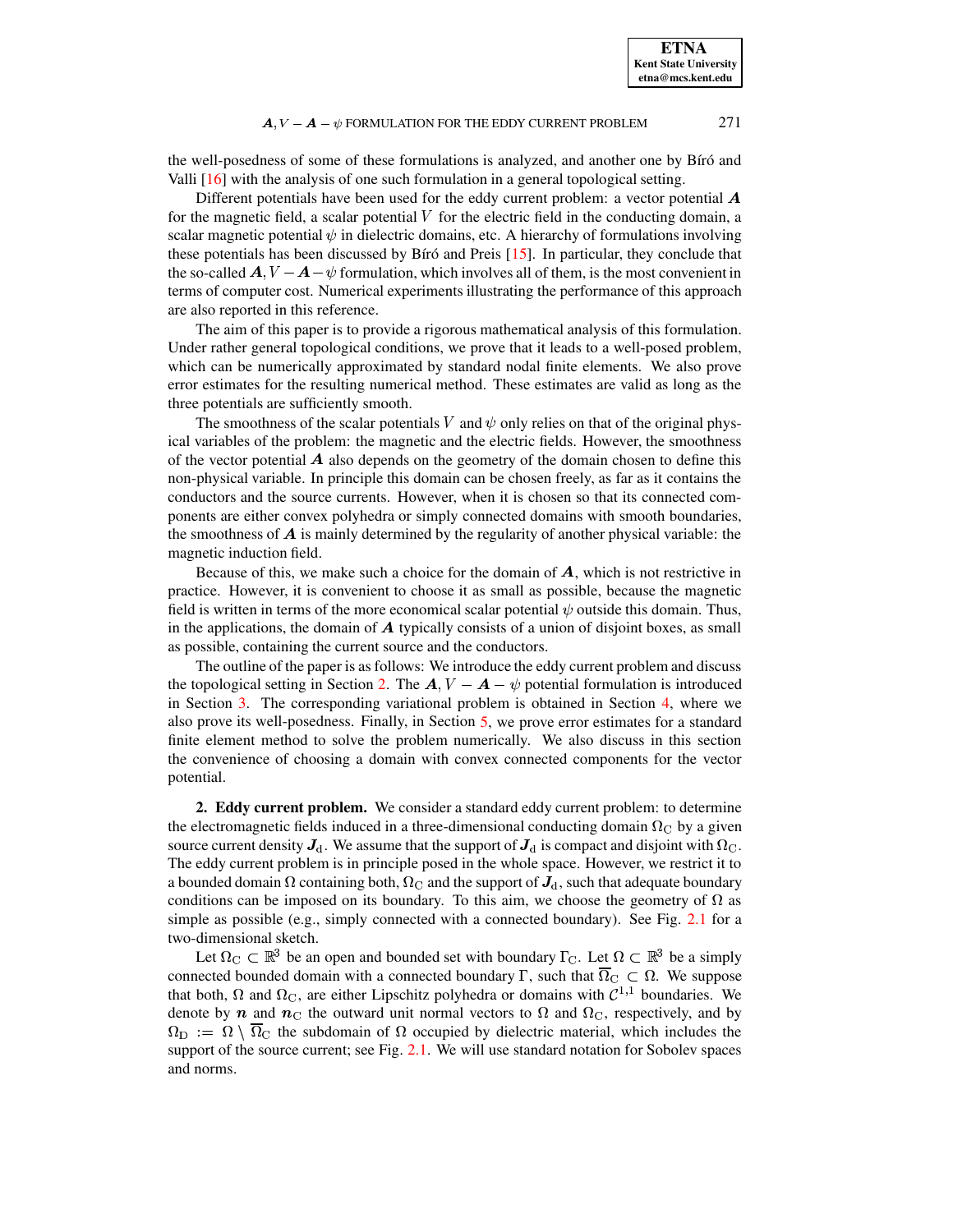the well-posedness of some of these formulations is analyzed, and another one by Bíró and Valli [16] with the analysis of one such formulation in a general topological setting.

Different potentials have been used for the eddy current problem: a vector potential $\boldsymbol{A}$ for the magnetic field, a scalar potential $V$ for the electric field in the conducting domain, a scalar magnetic potential $\psi$ in dielectric domains, etc. A hierarchy of formulations involving these potentials has been discussed by Bíró and Preis [15]. In particular, they conclude that the so-called $\boldsymbol{A}, V - \boldsymbol{A} - \psi$ formulation, which involves all of them, is the most convenient in terms of computer cost. Numerical experiments illustrating the performance of this approach are also reported in this reference.

The aim of this paper is to provide a rigorous mathematical analysis of this formulation. Under rather general topological conditions, we prove that it leads to a well-posed problem, which can be numerically approximated by standard nodal finite elements. We also prove error estimates for the resulting numerical method. These estimates are valid as long as the three potentials are sufficiently smooth.

The smoothness of the scalar potentials $V$ and $\psi$ only relies on that of the original physical variables of the problem: the magnetic and the electric fields. However, the smoothness of the vector potential $\boldsymbol{A}$ also depends on the geometry of the domain chosen to define this non-physical variable. In principle this domain can be chosen freely, as far as it contains the conductors and the source currents. However, when it is chosen so that its connected components are either convex polyhedra or simply connected domains with smooth boundaries, the smoothness of $\boldsymbol{A}$ is mainly determined by the regularity of another physical variable: the magnetic induction field.

Because of this, we make such a choice for the domain of $\boldsymbol{A}$, which is not restrictive in practice. However, it is convenient to choose it as small as possible, because the magnetic field is written in terms of the more economical scalar potential $\psi$ outside this domain. Thus, in the applications, the domain of $\boldsymbol{A}$ typically consists of a union of disjoint boxes, as small as possible, containing the current source and the conductors.

The outline of the paper is as follows: We introduce the eddy current problem and discuss the topological setting in Section 2. The $\boldsymbol{A}, V - \boldsymbol{A} - \psi$ potential formulation is introduced in Section 3. The corresponding variational problem is obtained in Section 4, where we also prove its well-posedness. Finally, in Section 5, we prove error estimates for a standard finite element method to solve the problem numerically. We also discuss in this section the convenience of choosing a domain with convex connected components for the vector potential.

**2. Eddy current problem.** We consider a standard eddy current problem: to determine the electromagnetic fields induced in a three-dimensional conducting domain $\Omega_{\mathrm{C}}$ by a given source current density $\boldsymbol{J}_{\mathrm{d}}$. We assume that the support of $\boldsymbol{J}_{\mathrm{d}}$ is compact and disjoint with $\Omega_{\mathrm{C}}$. The eddy current problem is in principle posed in the whole space. However, we restrict it to a bounded domain $\Omega$ containing both, $\Omega_{\mathrm{C}}$ and the support of $\boldsymbol{J}_{\mathrm{d}}$, such that adequate boundary conditions can be imposed on its boundary. To this aim, we choose the geometry of $\Omega$ as simple as possible (e.g., simply connected with a connected boundary). See Fig. 2.1 for a two-dimensional sketch.

Let $\Omega_{\mathrm{C}} \subset \mathbb{R}^3$ be an open and bounded set with boundary $\Gamma_{\mathrm{C}}$. Let $\Omega \subset \mathbb{R}^3$ be a simply connected bounded domain with a connected boundary $\Gamma$, such that $\overline{\Omega}_{\mathrm{C}} \subset \Omega$. We suppose that both, $\Omega$ and $\Omega_{\mathrm{C}}$, are either Lipschitz polyhedra or domains with $\mathcal{C}^{1,1}$ boundaries. We denote by $\boldsymbol{n}$ and $\boldsymbol{n}_{\mathrm{C}}$ the outward unit normal vectors to $\Omega$ and $\Omega_{\mathrm{C}}$, respectively, and by $\Omega_{\mathrm{D}} := \Omega \setminus \overline{\Omega}_{\mathrm{C}}$ the subdomain of $\Omega$ occupied by dielectric material, which includes the support of the source current; see Fig. 2.1. We will use standard notation for Sobolev spaces and norms.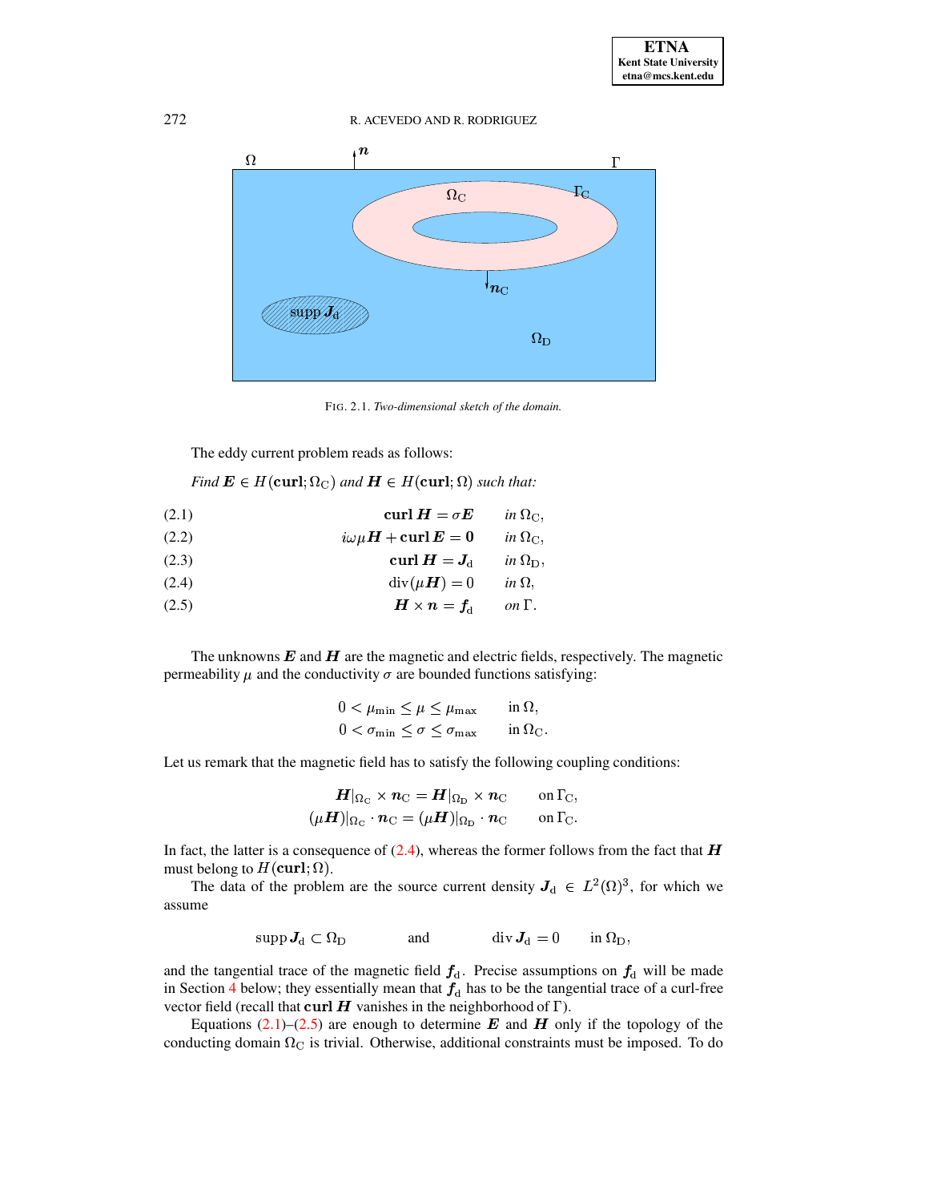FIG. 2.1. *Two-dimensional sketch of the domain.*

The eddy current problem reads as follows:

*Find* $\boldsymbol{E} \in H(\mathbf{curl}; \Omega_{\mathrm{C}})$ *and* $\boldsymbol{H} \in H(\mathbf{curl}; \Omega)$ *such that:*

$$\mathbf{curl}\, \boldsymbol{H} = \sigma \boldsymbol{E} \qquad \text{in } \Omega_{\mathrm{C}}, \tag{2.1}$$

$$i\omega\mu \boldsymbol{H} + \mathbf{curl}\, \boldsymbol{E} = \mathbf{0} \qquad \text{in } \Omega_{\mathrm{C}}, \tag{2.2}$$

$$\mathbf{curl}\, \boldsymbol{H} = \boldsymbol{J}_{\mathrm{d}} \qquad \text{in } \Omega_{\mathrm{D}}, \tag{2.3}$$

$$\operatorname{div}(\mu \boldsymbol{H}) = 0 \qquad \text{in } \Omega, \tag{2.4}$$

$$\boldsymbol{H} \times \boldsymbol{n} = \boldsymbol{f}_{\mathrm{d}} \qquad \text{on } \Gamma. \tag{2.5}$$

The unknowns $\boldsymbol{E}$ and $\boldsymbol{H}$ are the magnetic and electric fields, respectively. The magnetic permeability $\mu$ and the conductivity $\sigma$ are bounded functions satisfying:

$$0 < \mu_{\min} \leq \mu \leq \mu_{\max} \qquad \text{in } \Omega,$$
$$0 < \sigma_{\min} \leq \sigma \leq \sigma_{\max} \qquad \text{in } \Omega_{\mathrm{C}}.$$

Let us remark that the magnetic field has to satisfy the following coupling conditions:

$$\boldsymbol{H}|_{\Omega_{\mathrm{C}}} \times \boldsymbol{n}_{\mathrm{C}} = \boldsymbol{H}|_{\Omega_{\mathrm{D}}} \times \boldsymbol{n}_{\mathrm{C}} \qquad \text{on } \Gamma_{\mathrm{C}},$$
$$(\mu \boldsymbol{H})|_{\Omega_{\mathrm{C}}} \cdot \boldsymbol{n}_{\mathrm{C}} = (\mu \boldsymbol{H})|_{\Omega_{\mathrm{D}}} \cdot \boldsymbol{n}_{\mathrm{C}} \qquad \text{on } \Gamma_{\mathrm{C}}.$$

In fact, the latter is a consequence of (2.4), whereas the former follows from the fact that $\boldsymbol{H}$ must belong to $H(\mathbf{curl}; \Omega)$.

The data of the problem are the source current density $\boldsymbol{J}_{\mathrm{d}} \in L^2(\Omega)^3$, for which we assume

$$\operatorname{supp} \boldsymbol{J}_{\mathrm{d}} \subset \Omega_{\mathrm{D}} \qquad \text{and} \qquad \operatorname{div} \boldsymbol{J}_{\mathrm{d}} = 0 \quad \text{in } \Omega_{\mathrm{D}},$$

and the tangential trace of the magnetic field $\boldsymbol{f}_{\mathrm{d}}$. Precise assumptions on $\boldsymbol{f}_{\mathrm{d}}$ will be made in Section 4 below; they essentially mean that $\boldsymbol{f}_{\mathrm{d}}$ has to be the tangential trace of a curl-free vector field (recall that $\mathbf{curl}\, \boldsymbol{H}$ vanishes in the neighborhood of $\Gamma$).

Equations (2.1)–(2.5) are enough to determine $\boldsymbol{E}$ and $\boldsymbol{H}$ only if the topology of the conducting domain $\Omega_{\mathrm{C}}$ is trivial. Otherwise, additional constraints must be imposed. To do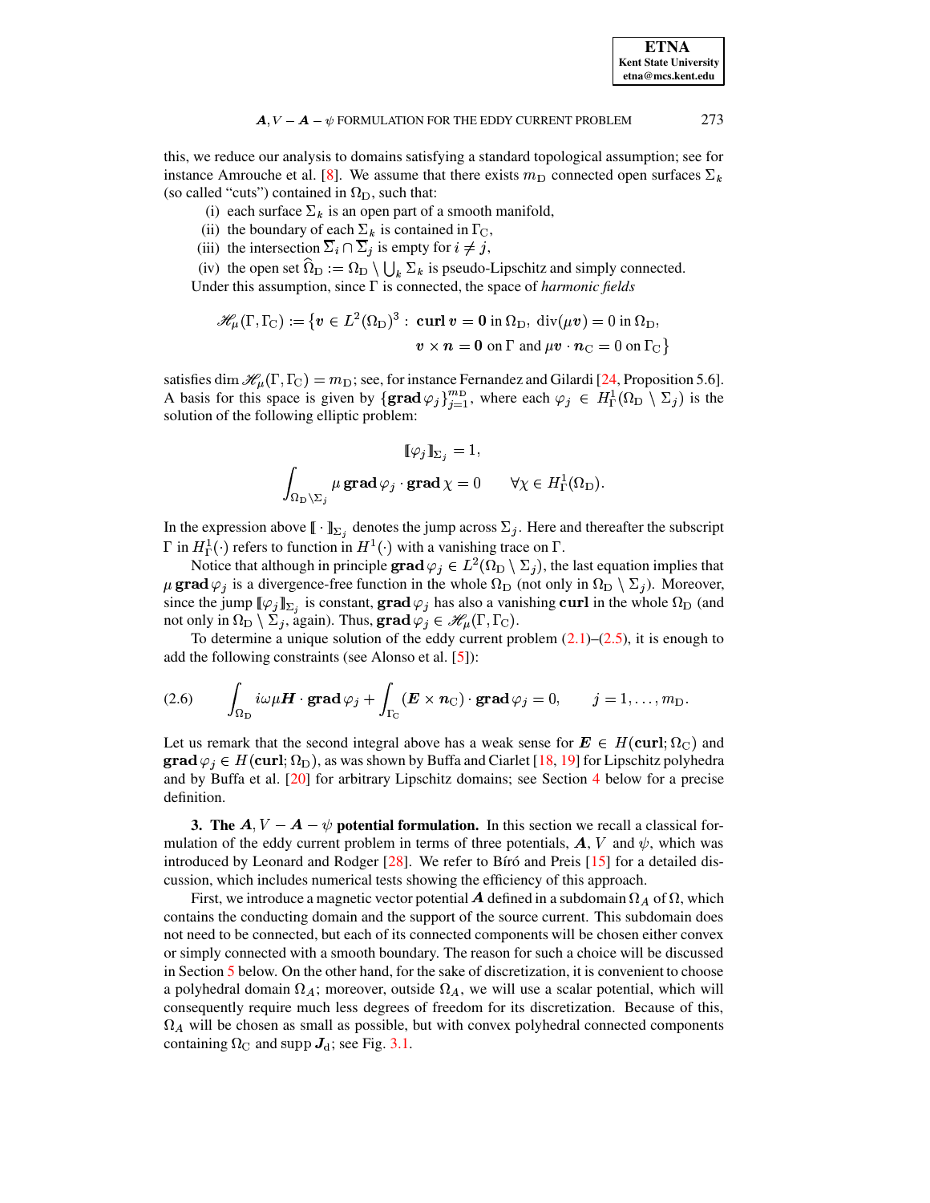this, we reduce our analysis to domains satisfying a standard topological assumption; see for instance Amrouche et al. [8]. We assume that there exists $m_{\mathrm{D}}$ connected open surfaces $\Sigma_k$ (so called "cuts") contained in $\Omega_{\mathrm{D}}$, such that:

(i) each surface $\Sigma_k$ is an open part of a smooth manifold,
(ii) the boundary of each $\Sigma_k$ is contained in $\Gamma_{\mathrm{C}}$,
(iii) the intersection $\overline{\Sigma}_i \cap \overline{\Sigma}_j$ is empty for $i \neq j$,
(iv) the open set $\widehat{\Omega}_{\mathrm{D}} := \Omega_{\mathrm{D}} \setminus \bigcup_k \Sigma_k$ is pseudo-Lipschitz and simply connected.

Under this assumption, since $\Gamma$ is connected, the space of *harmonic fields*

$$\mathscr{H}_\mu(\Gamma, \Gamma_{\mathrm{C}}) := \{ \boldsymbol{v} \in L^2(\Omega_{\mathrm{D}})^3 : \ \mathbf{curl}\, \boldsymbol{v} = \mathbf{0} \text{ in } \Omega_{\mathrm{D}}, \ \operatorname{div}(\mu \boldsymbol{v}) = 0 \text{ in } \Omega_{\mathrm{D}},$$
$$\boldsymbol{v} \times \boldsymbol{n} = \mathbf{0} \text{ on } \Gamma \text{ and } \mu \boldsymbol{v} \cdot \boldsymbol{n}_{\mathrm{C}} = 0 \text{ on } \Gamma_{\mathrm{C}} \}$$

satisfies $\dim \mathscr{H}_\mu(\Gamma, \Gamma_{\mathrm{C}}) = m_{\mathrm{D}}$; see, for instance Fernandez and Gilardi [24, Proposition 5.6]. A basis for this space is given by $\{\mathbf{grad}\, \varphi_j\}_{j=1}^{m_{\mathrm{D}}}$, where each $\varphi_j \in H^1_\Gamma(\Omega_{\mathrm{D}} \setminus \Sigma_j)$ is the solution of the following elliptic problem:

$$[\![\varphi_j]\!]_{\Sigma_j} = 1,$$
$$\int_{\Omega_{\mathrm{D}} \setminus \Sigma_j} \mu\, \mathbf{grad}\, \varphi_j \cdot \mathbf{grad}\, \chi = 0 \qquad \forall \chi \in H^1_\Gamma(\Omega_{\mathrm{D}}).$$

In the expression above $[\![\cdot]\!]_{\Sigma_j}$ denotes the jump across $\Sigma_j$. Here and thereafter the subscript $\Gamma$ in $H^1_\Gamma(\cdot)$ refers to function in $H^1(\cdot)$ with a vanishing trace on $\Gamma$.

Notice that although in principle $\mathbf{grad}\, \varphi_j \in L^2(\Omega_{\mathrm{D}} \setminus \Sigma_j)$, the last equation implies that $\mu\, \mathbf{grad}\, \varphi_j$ is a divergence-free function in the whole $\Omega_{\mathrm{D}}$ (not only in $\Omega_{\mathrm{D}} \setminus \Sigma_j$). Moreover, since the jump $[\![\varphi_j]\!]_{\Sigma_j}$ is constant, $\mathbf{grad}\, \varphi_j$ has also a vanishing $\mathbf{curl}$ in the whole $\Omega_{\mathrm{D}}$ (and not only in $\Omega_{\mathrm{D}} \setminus \Sigma_j$, again). Thus, $\mathbf{grad}\, \varphi_j \in \mathscr{H}_\mu(\Gamma, \Gamma_{\mathrm{C}})$.

To determine a unique solution of the eddy current problem (2.1)–(2.5), it is enough to add the following constraints (see Alonso et al. [5]):

$$\int_{\Omega_{\mathrm{D}}} i\omega\mu \boldsymbol{H} \cdot \mathbf{grad}\, \varphi_j + \int_{\Gamma_{\mathrm{C}}} (\boldsymbol{E} \times \boldsymbol{n}_{\mathrm{C}}) \cdot \mathbf{grad}\, \varphi_j = 0, \qquad j = 1, \ldots, m_{\mathrm{D}}. \tag{2.6}$$

Let us remark that the second integral above has a weak sense for $\boldsymbol{E} \in H(\mathbf{curl}; \Omega_{\mathrm{C}})$ and $\mathbf{grad}\, \varphi_j \in H(\mathbf{curl}; \Omega_{\mathrm{D}})$, as was shown by Buffa and Ciarlet [18, 19] for Lipschitz polyhedra and by Buffa et al. [20] for arbitrary Lipschitz domains; see Section 4 below for a precise definition.

## 3. The $\boldsymbol{A}, V - \boldsymbol{A} - \psi$ potential formulation.

In this section we recall a classical formulation of the eddy current problem in terms of three potentials, $\boldsymbol{A}$, $V$ and $\psi$, which was introduced by Leonard and Rodger [28]. We refer to Bíró and Preis [15] for a detailed discussion, which includes numerical tests showing the efficiency of this approach.

First, we introduce a magnetic vector potential $\boldsymbol{A}$ defined in a subdomain $\Omega_A$ of $\Omega$, which contains the conducting domain and the support of the source current. This subdomain does not need to be connected, but each of its connected components will be chosen either convex or simply connected with a smooth boundary. The reason for such a choice will be discussed in Section 5 below. On the other hand, for the sake of discretization, it is convenient to choose a polyhedral domain $\Omega_A$; moreover, outside $\Omega_A$, we will use a scalar potential, which will consequently require much less degrees of freedom for its discretization. Because of this, $\Omega_A$ will be chosen as small as possible, but with convex polyhedral connected components containing $\Omega_{\mathrm{C}}$ and $\operatorname{supp} \boldsymbol{J}_{\mathrm{d}}$; see Fig. 3.1.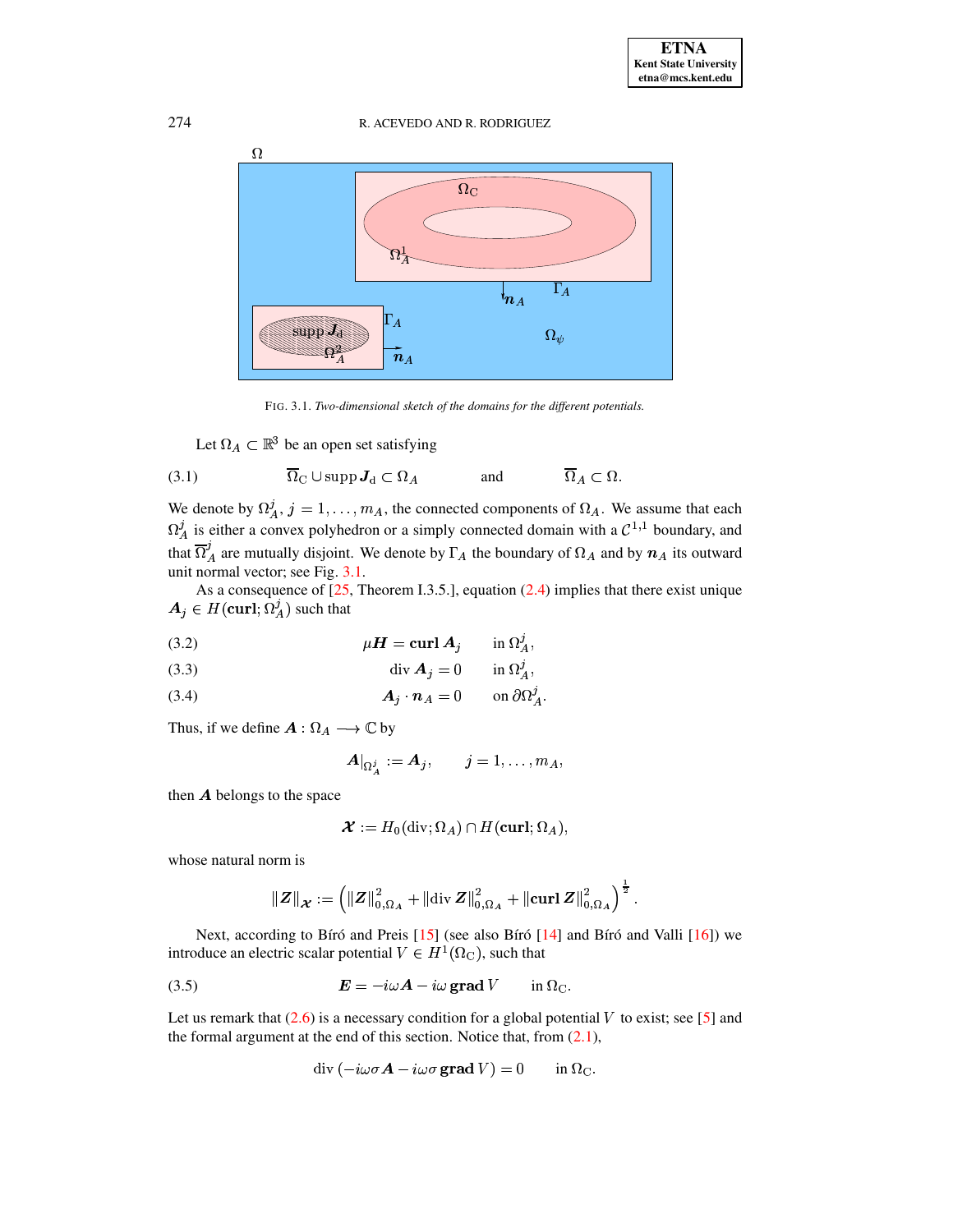FIG. 3.1. *Two-dimensional sketch of the domains for the different potentials.*

Let $\Omega_A \subset \mathbb{R}^3$ be an open set satisfying

$$\overline{\Omega}_{\mathrm{C}} \cup \operatorname{supp} \boldsymbol{J}_{\mathrm{d}} \subset \Omega_A \qquad \text{and} \qquad \overline{\Omega}_A \subset \Omega. \tag{3.1}$$

We denote by $\Omega_A^j$, $j = 1, \ldots, m_A$, the connected components of $\Omega_A$. We assume that each $\Omega_A^j$ is either a convex polyhedron or a simply connected domain with a $\mathcal{C}^{1,1}$ boundary, and that $\overline{\Omega}_A^j$ are mutually disjoint. We denote by $\Gamma_A$ the boundary of $\Omega_A$ and by $\boldsymbol{n}_A$ its outward unit normal vector; see Fig. 3.1.

As a consequence of [25, Theorem I.3.5.], equation (2.4) implies that there exist unique $\boldsymbol{A}_j \in H(\mathbf{curl}; \Omega_A^j)$ such that

$$\mu \boldsymbol{H} = \mathbf{curl}\, \boldsymbol{A}_j \qquad \text{in } \Omega_A^j, \tag{3.2}$$

$$\operatorname{div} \boldsymbol{A}_j = 0 \qquad \text{in } \Omega_A^j, \tag{3.3}$$

$$\boldsymbol{A}_j \cdot \boldsymbol{n}_A = 0 \qquad \text{on } \partial\Omega_A^j. \tag{3.4}$$

Thus, if we define $\boldsymbol{A} : \Omega_A \longrightarrow \mathbb{C}$ by

$$\boldsymbol{A}|_{\Omega_A^j} := \boldsymbol{A}_j, \qquad j = 1, \ldots, m_A,$$

then $\boldsymbol{A}$ belongs to the space

$$\boldsymbol{\mathcal{X}} := H_0(\operatorname{div}; \Omega_A) \cap H(\mathbf{curl}; \Omega_A),$$

whose natural norm is

$$\|\boldsymbol{Z}\|_{\boldsymbol{\mathcal{X}}} := \left( \|\boldsymbol{Z}\|_{0,\Omega_A}^2 + \|\operatorname{div} \boldsymbol{Z}\|_{0,\Omega_A}^2 + \|\mathbf{curl}\, \boldsymbol{Z}\|_{0,\Omega_A}^2 \right)^{\frac{1}{2}}.$$

Next, according to Bíró and Preis [15] (see also Bíró [14] and Bíró and Valli [16]) we introduce an electric scalar potential $V \in H^1(\Omega_{\mathrm{C}})$, such that

$$\boldsymbol{E} = -i\omega \boldsymbol{A} - i\omega\, \mathbf{grad}\, V \qquad \text{in } \Omega_{\mathrm{C}}. \tag{3.5}$$

Let us remark that (2.6) is a necessary condition for a global potential $V$ to exist; see [5] and the formal argument at the end of this section. Notice that, from (2.1),

$$\operatorname{div}\left(-i\omega\sigma \boldsymbol{A} - i\omega\sigma\, \mathbf{grad}\, V\right) = 0 \qquad \text{in } \Omega_{\mathrm{C}}.$$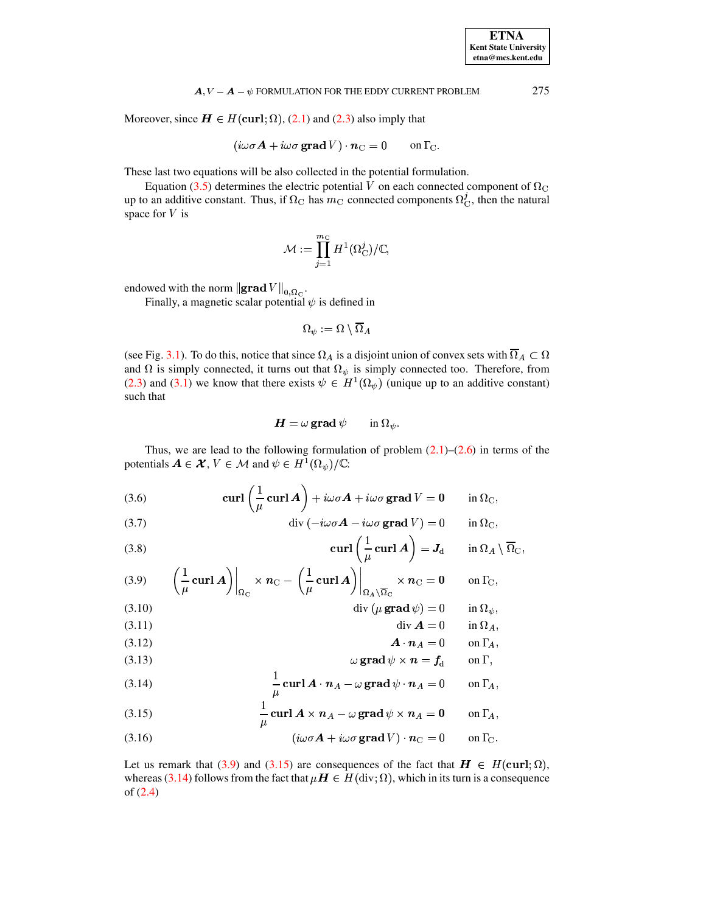Moreover, since $\boldsymbol{H} \in H(\mathbf{curl};\Omega)$, (2.1) and (2.3) also imply that

$$(i\omega\sigma \boldsymbol{A} + i\omega\sigma \,\mathbf{grad}\, V) \cdot \boldsymbol{n}_{\mathrm{C}} = 0 \qquad \text{on } \Gamma_{\mathrm{C}}.$$

These last two equations will be also collected in the potential formulation.

Equation (3.5) determines the electric potential $V$ on each connected component of $\Omega_{\mathrm{C}}$ up to an additive constant. Thus, if $\Omega_{\mathrm{C}}$ has $m_{\mathrm{C}}$ connected components $\Omega_{\mathrm{C}}^{j}$, then the natural space for $V$ is

$$\mathcal{M} := \prod_{j=1}^{m_{\mathrm{C}}} H^1(\Omega_{\mathrm{C}}^{j})/\mathbb{C},$$

endowed with the norm $\|\mathbf{grad}\, V\|_{0,\Omega_{\mathrm{C}}}$.

Finally, a magnetic scalar potential $\psi$ is defined in

$$\Omega_{\psi} := \Omega \setminus \overline{\Omega}_A$$

(see Fig. 3.1). To do this, notice that since $\Omega_A$ is a disjoint union of convex sets with $\overline{\Omega}_A \subset \Omega$ and $\Omega$ is simply connected, it turns out that $\Omega_{\psi}$ is simply connected too. Therefore, from (2.3) and (3.1) we know that there exists $\psi \in H^1(\Omega_{\psi})$ (unique up to an additive constant) such that

$$\boldsymbol{H} = \omega \,\mathbf{grad}\, \psi \qquad \text{in } \Omega_{\psi}.$$

Thus, we are lead to the following formulation of problem (2.1)–(2.6) in terms of the potentials $\boldsymbol{A} \in \boldsymbol{\mathcal{X}}$, $V \in \mathcal{M}$ and $\psi \in H^1(\Omega_{\psi})/\mathbb{C}$:

$$\mathbf{curl}\left(\frac{1}{\mu}\mathbf{curl}\,\boldsymbol{A}\right) + i\omega\sigma\boldsymbol{A} + i\omega\sigma\,\mathbf{grad}\, V = \mathbf{0} \qquad \text{in } \Omega_{\mathrm{C}}, \tag{3.6}$$

$$\mathrm{div}\,(-i\omega\sigma\boldsymbol{A} - i\omega\sigma\,\mathbf{grad}\, V) = 0 \qquad \text{in } \Omega_{\mathrm{C}}, \tag{3.7}$$

$$\mathbf{curl}\left(\frac{1}{\mu}\mathbf{curl}\,\boldsymbol{A}\right) = \boldsymbol{J}_{\mathrm{d}} \qquad \text{in } \Omega_A \setminus \overline{\Omega}_{\mathrm{C}}, \tag{3.8}$$

$$\left(\frac{1}{\mu}\mathbf{curl}\,\boldsymbol{A}\right)\bigg|_{\Omega_{\mathrm{C}}} \times \boldsymbol{n}_{\mathrm{C}} - \left(\frac{1}{\mu}\mathbf{curl}\,\boldsymbol{A}\right)\bigg|_{\Omega_A\setminus\overline{\Omega}_{\mathrm{C}}} \times \boldsymbol{n}_{\mathrm{C}} = \mathbf{0} \qquad \text{on } \Gamma_{\mathrm{C}}, \tag{3.9}$$

$$\mathrm{div}\,(\mu\,\mathbf{grad}\,\psi) = 0 \qquad \text{in } \Omega_{\psi}, \tag{3.10}$$

$$\mathrm{div}\,\boldsymbol{A} = 0 \qquad \text{in } \Omega_A, \tag{3.11}$$

$$\boldsymbol{A}\cdot\boldsymbol{n}_A = 0 \qquad \text{on } \Gamma_A, \tag{3.12}$$

$$\omega\,\mathbf{grad}\,\psi \times \boldsymbol{n} = \boldsymbol{f}_{\mathrm{d}} \qquad \text{on } \Gamma, \tag{3.13}$$

$$\frac{1}{\mu}\mathbf{curl}\,\boldsymbol{A}\cdot\boldsymbol{n}_A - \omega\,\mathbf{grad}\,\psi\cdot\boldsymbol{n}_A = 0 \qquad \text{on } \Gamma_A, \tag{3.14}$$

$$\frac{1}{\mu}\mathbf{curl}\,\boldsymbol{A}\times\boldsymbol{n}_A - \omega\,\mathbf{grad}\,\psi\times\boldsymbol{n}_A = \mathbf{0} \qquad \text{on } \Gamma_A, \tag{3.15}$$

$$(i\omega\sigma\boldsymbol{A} + i\omega\sigma\,\mathbf{grad}\, V)\cdot\boldsymbol{n}_{\mathrm{C}} = 0 \qquad \text{on } \Gamma_{\mathrm{C}}. \tag{3.16}$$

Let us remark that (3.9) and (3.15) are consequences of the fact that $\boldsymbol{H} \in H(\mathbf{curl};\Omega)$, whereas (3.14) follows from the fact that $\mu\boldsymbol{H} \in H(\mathrm{div};\Omega)$, which in its turn is a consequence of (2.4)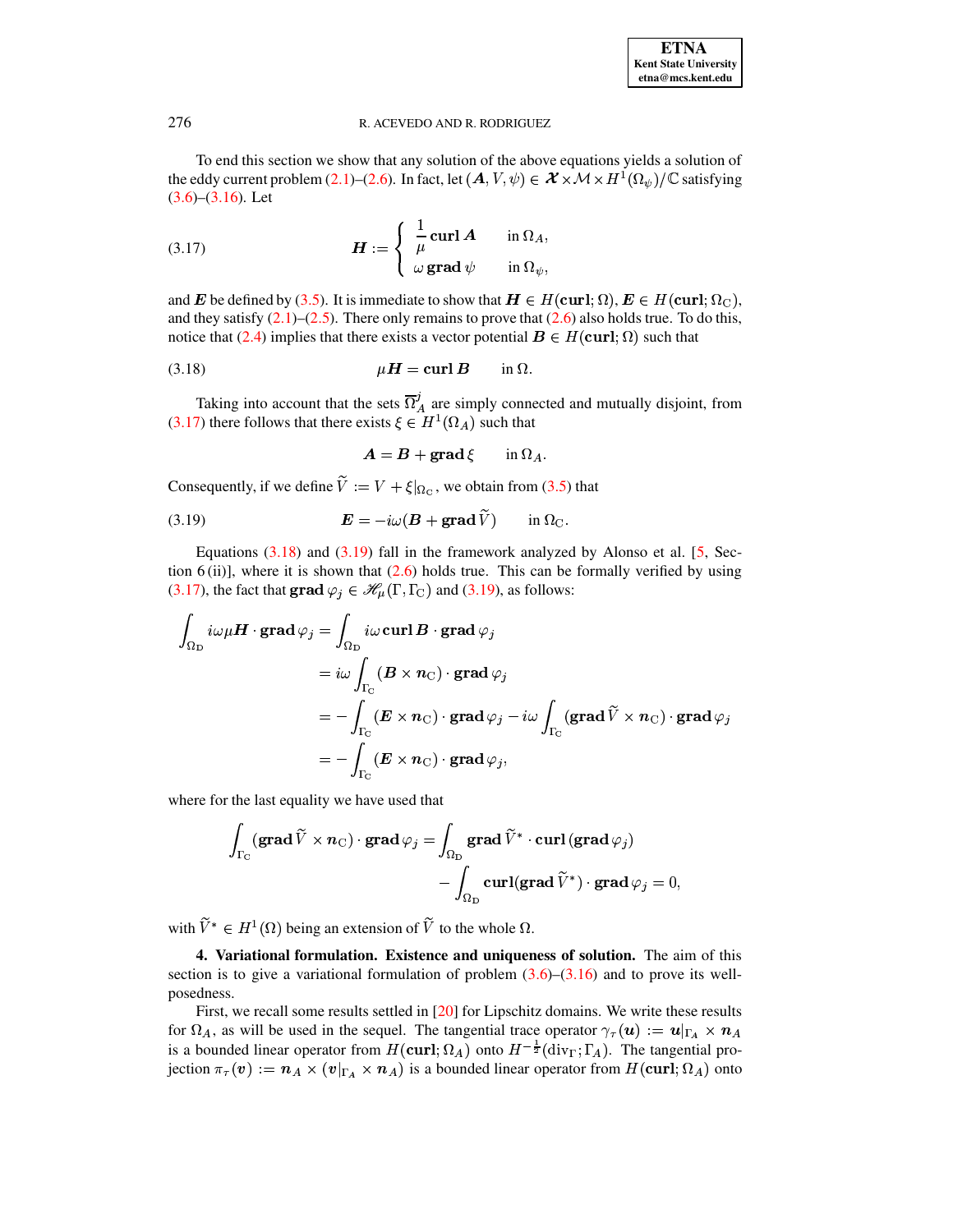To end this section we show that any solution of the above equations yields a solution of the eddy current problem (2.1)–(2.6). In fact, let $(\boldsymbol{A}, V, \psi) \in \boldsymbol{\mathcal{X}} \times \mathcal{M} \times H^1(\Omega_\psi)/\mathbb{C}$ satisfying (3.6)–(3.16). Let

$$\boldsymbol{H} := \begin{cases} \dfrac{1}{\mu} \,\mathbf{curl}\, \boldsymbol{A} & \text{in } \Omega_A, \\ \omega \,\mathbf{grad}\, \psi & \text{in } \Omega_\psi, \end{cases} \tag{3.17}$$

and $\boldsymbol{E}$ be defined by (3.5). It is immediate to show that $\boldsymbol{H} \in H(\mathbf{curl}; \Omega)$, $\boldsymbol{E} \in H(\mathbf{curl}; \Omega_{\mathrm{C}})$, and they satisfy (2.1)–(2.5). There only remains to prove that (2.6) also holds true. To do this, notice that (2.4) implies that there exists a vector potential $\boldsymbol{B} \in H(\mathbf{curl}; \Omega)$ such that

$$\mu \boldsymbol{H} = \mathbf{curl}\, \boldsymbol{B} \qquad \text{in } \Omega. \tag{3.18}$$

Taking into account that the sets $\overline{\Omega}_A^j$ are simply connected and mutually disjoint, from (3.17) there follows that there exists $\xi \in H^1(\Omega_A)$ such that

$$\boldsymbol{A} = \boldsymbol{B} + \mathbf{grad}\, \xi \qquad \text{in } \Omega_A.$$

Consequently, if we define $\widetilde{V} := V + \xi|_{\Omega_{\mathrm{C}}}$, we obtain from (3.5) that

$$\boldsymbol{E} = -i\omega(\boldsymbol{B} + \mathbf{grad}\, \widetilde{V}) \qquad \text{in } \Omega_{\mathrm{C}}. \tag{3.19}$$

Equations (3.18) and (3.19) fall in the framework analyzed by Alonso et al. [5, Section 6 (ii)], where it is shown that (2.6) holds true. This can be formally verified by using (3.17), the fact that $\mathbf{grad}\, \varphi_j \in \mathscr{H}_\mu(\Gamma, \Gamma_{\mathrm{C}})$ and (3.19), as follows:

$$\begin{aligned}
\int_{\Omega_{\mathrm{D}}} i\omega\mu \boldsymbol{H} \cdot \mathbf{grad}\, \varphi_j &= \int_{\Omega_{\mathrm{D}}} i\omega \,\mathbf{curl}\, \boldsymbol{B} \cdot \mathbf{grad}\, \varphi_j \\
&= i\omega \int_{\Gamma_{\mathrm{C}}} (\boldsymbol{B} \times \boldsymbol{n}_{\mathrm{C}}) \cdot \mathbf{grad}\, \varphi_j \\
&= -\int_{\Gamma_{\mathrm{C}}} (\boldsymbol{E} \times \boldsymbol{n}_{\mathrm{C}}) \cdot \mathbf{grad}\, \varphi_j - i\omega \int_{\Gamma_{\mathrm{C}}} (\mathbf{grad}\, \widetilde{V} \times \boldsymbol{n}_{\mathrm{C}}) \cdot \mathbf{grad}\, \varphi_j \\
&= -\int_{\Gamma_{\mathrm{C}}} (\boldsymbol{E} \times \boldsymbol{n}_{\mathrm{C}}) \cdot \mathbf{grad}\, \varphi_j,
\end{aligned}$$

where for the last equality we have used that

$$\begin{aligned}
\int_{\Gamma_{\mathrm{C}}} (\mathbf{grad}\, \widetilde{V} \times \boldsymbol{n}_{\mathrm{C}}) \cdot \mathbf{grad}\, \varphi_j = \int_{\Omega_{\mathrm{D}}} &\mathbf{grad}\, \widetilde{V}^* \cdot \mathbf{curl}\,(\mathbf{grad}\, \varphi_j) \\
&- \int_{\Omega_{\mathrm{D}}} \mathbf{curl}(\mathbf{grad}\, \widetilde{V}^*) \cdot \mathbf{grad}\, \varphi_j = 0,
\end{aligned}$$

with $\widetilde{V}^* \in H^1(\Omega)$ being an extension of $\widetilde{V}$ to the whole $\Omega$.

**4. Variational formulation. Existence and uniqueness of solution.** The aim of this section is to give a variational formulation of problem (3.6)–(3.16) and to prove its well-posedness.

First, we recall some results settled in [20] for Lipschitz domains. We write these results for $\Omega_A$, as will be used in the sequel. The tangential trace operator $\gamma_\tau(\boldsymbol{u}) := \boldsymbol{u}|_{\Gamma_A} \times \boldsymbol{n}_A$ is a bounded linear operator from $H(\mathbf{curl}; \Omega_A)$ onto $H^{-\frac{1}{2}}(\mathrm{div}_\Gamma; \Gamma_A)$. The tangential projection $\pi_\tau(\boldsymbol{v}) := \boldsymbol{n}_A \times (\boldsymbol{v}|_{\Gamma_A} \times \boldsymbol{n}_A)$ is a bounded linear operator from $H(\mathbf{curl}; \Omega_A)$ onto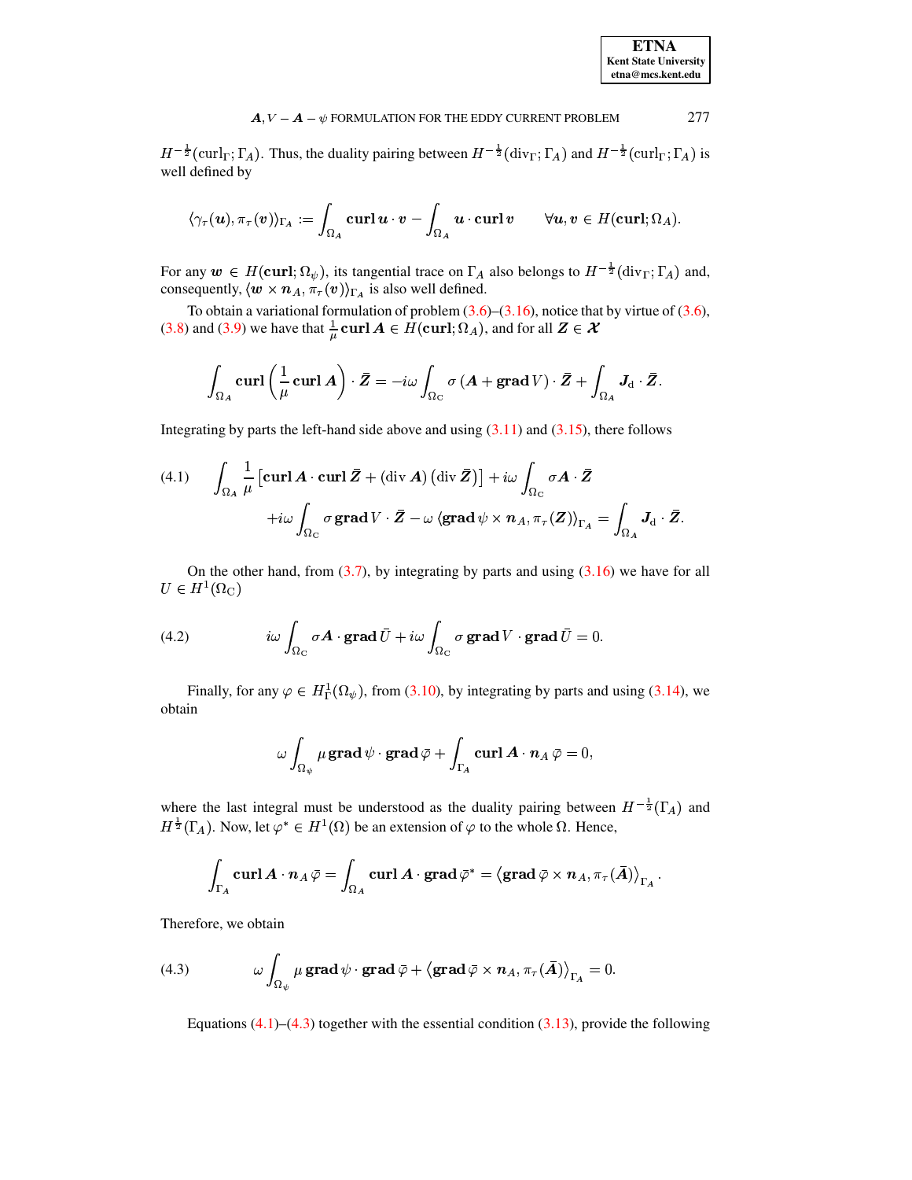$H^{-\frac{1}{2}}(\mathrm{curl}_\Gamma;\Gamma_A)$. Thus, the duality pairing between $H^{-\frac{1}{2}}(\mathrm{div}_\Gamma;\Gamma_A)$ and $H^{-\frac{1}{2}}(\mathrm{curl}_\Gamma;\Gamma_A)$ is well defined by

$$\langle \gamma_\tau(\boldsymbol{u}), \pi_\tau(\boldsymbol{v})\rangle_{\Gamma_A} := \int_{\Omega_A} \mathbf{curl}\,\boldsymbol{u}\cdot\boldsymbol{v} - \int_{\Omega_A} \boldsymbol{u}\cdot\mathbf{curl}\,\boldsymbol{v} \qquad \forall \boldsymbol{u},\boldsymbol{v}\in H(\mathbf{curl};\Omega_A).$$

For any $\boldsymbol{w}\in H(\mathbf{curl};\Omega_\psi)$, its tangential trace on $\Gamma_A$ also belongs to $H^{-\frac{1}{2}}(\mathrm{div}_\Gamma;\Gamma_A)$ and, consequently, $\langle \boldsymbol{w}\times\boldsymbol{n}_A, \pi_\tau(\boldsymbol{v})\rangle_{\Gamma_A}$ is also well defined.

To obtain a variational formulation of problem (3.6)–(3.16), notice that by virtue of (3.6), (3.8) and (3.9) we have that $\frac{1}{\mu}\mathbf{curl}\,\boldsymbol{A}\in H(\mathbf{curl};\Omega_A)$, and for all $\boldsymbol{Z}\in\boldsymbol{\mathcal{X}}$

$$\int_{\Omega_A} \mathbf{curl}\left(\frac{1}{\mu}\mathbf{curl}\,\boldsymbol{A}\right)\cdot\bar{\boldsymbol{Z}} = -i\omega\int_{\Omega_{\mathrm{C}}} \sigma\left(\boldsymbol{A}+\mathbf{grad}\,V\right)\cdot\bar{\boldsymbol{Z}} + \int_{\Omega_A} \boldsymbol{J}_{\mathrm{d}}\cdot\bar{\boldsymbol{Z}}.$$

Integrating by parts the left-hand side above and using (3.11) and (3.15), there follows

$$\begin{aligned}(4.1)\qquad \int_{\Omega_A}\frac{1}{\mu}\left[\mathbf{curl}\,\boldsymbol{A}\cdot\mathbf{curl}\,\bar{\boldsymbol{Z}} + (\mathrm{div}\,\boldsymbol{A})\left(\mathrm{div}\,\bar{\boldsymbol{Z}}\right)\right] + i\omega\int_{\Omega_{\mathrm{C}}}\sigma\boldsymbol{A}\cdot\bar{\boldsymbol{Z}}\\ + i\omega\int_{\Omega_{\mathrm{C}}}\sigma\,\mathbf{grad}\,V\cdot\bar{\boldsymbol{Z}} - \omega\,\langle \mathbf{grad}\,\psi\times\boldsymbol{n}_A, \pi_\tau(\boldsymbol{Z})\rangle_{\Gamma_A} = \int_{\Omega_A}\boldsymbol{J}_{\mathrm{d}}\cdot\bar{\boldsymbol{Z}}.\end{aligned}$$

On the other hand, from (3.7), by integrating by parts and using (3.16) we have for all $U\in H^1(\Omega_{\mathrm{C}})$

$$(4.2)\qquad i\omega\int_{\Omega_{\mathrm{C}}}\sigma\boldsymbol{A}\cdot\mathbf{grad}\,\bar{U} + i\omega\int_{\Omega_{\mathrm{C}}}\sigma\,\mathbf{grad}\,V\cdot\mathbf{grad}\,\bar{U} = 0.$$

Finally, for any $\varphi\in H^1_\Gamma(\Omega_\psi)$, from (3.10), by integrating by parts and using (3.14), we obtain

$$\omega\int_{\Omega_\psi}\mu\,\mathbf{grad}\,\psi\cdot\mathbf{grad}\,\bar{\varphi} + \int_{\Gamma_A}\mathbf{curl}\,\boldsymbol{A}\cdot\boldsymbol{n}_A\,\bar{\varphi} = 0,$$

where the last integral must be understood as the duality pairing between $H^{-\frac{1}{2}}(\Gamma_A)$ and $H^{\frac{1}{2}}(\Gamma_A)$. Now, let $\varphi^*\in H^1(\Omega)$ be an extension of $\varphi$ to the whole $\Omega$. Hence,

$$\int_{\Gamma_A}\mathbf{curl}\,\boldsymbol{A}\cdot\boldsymbol{n}_A\,\bar{\varphi} = \int_{\Omega_A}\mathbf{curl}\,\boldsymbol{A}\cdot\mathbf{grad}\,\bar{\varphi}^* = \left\langle \mathbf{grad}\,\bar{\varphi}\times\boldsymbol{n}_A, \pi_\tau(\bar{\boldsymbol{A}})\right\rangle_{\Gamma_A}.$$

Therefore, we obtain

$$(4.3)\qquad \omega\int_{\Omega_\psi}\mu\,\mathbf{grad}\,\psi\cdot\mathbf{grad}\,\bar{\varphi} + \left\langle \mathbf{grad}\,\bar{\varphi}\times\boldsymbol{n}_A, \pi_\tau(\bar{\boldsymbol{A}})\right\rangle_{\Gamma_A} = 0.$$

Equations (4.1)–(4.3) together with the essential condition (3.13), provide the following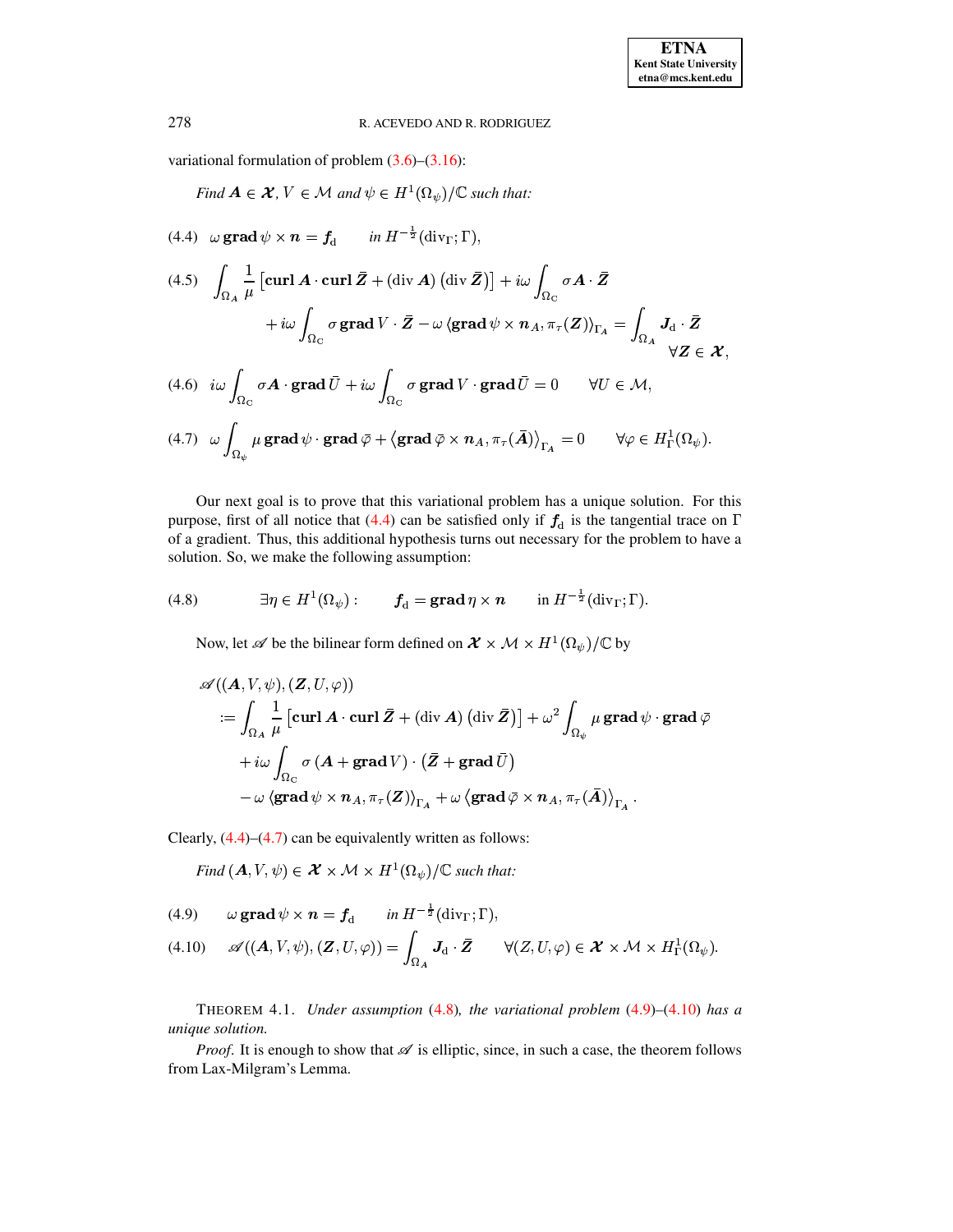variational formulation of problem (3.6)–(3.16):

*Find $\boldsymbol{A} \in \boldsymbol{\mathcal{X}}$, $V \in \mathcal{M}$ and $\psi \in H^1(\Omega_\psi)/\mathbb{C}$ such that:*

$$\omega\, \mathbf{grad}\, \psi \times \boldsymbol{n} = \boldsymbol{f}_{\mathrm{d}} \qquad \text{in } H^{-\frac{1}{2}}(\mathrm{div}_\Gamma; \Gamma), \tag{4.4}$$

$$\int_{\Omega_{\boldsymbol{A}}} \frac{1}{\mu} \left[ \mathbf{curl}\, \boldsymbol{A} \cdot \mathbf{curl}\, \bar{\boldsymbol{Z}} + (\mathrm{div}\, \boldsymbol{A}) \left(\mathrm{div}\, \bar{\boldsymbol{Z}}\right) \right] + i\omega \int_{\Omega_{\mathrm{C}}} \sigma \boldsymbol{A} \cdot \bar{\boldsymbol{Z}} \\ + i\omega \int_{\Omega_{\mathrm{C}}} \sigma\, \mathbf{grad}\, V \cdot \bar{\boldsymbol{Z}} - \omega \left\langle \mathbf{grad}\, \psi \times \boldsymbol{n}_A, \pi_\tau(\boldsymbol{Z}) \right\rangle_{\Gamma_{\boldsymbol{A}}} = \int_{\Omega_{\boldsymbol{A}}} \boldsymbol{J}_{\mathrm{d}} \cdot \bar{\boldsymbol{Z}} \qquad \forall \boldsymbol{Z} \in \boldsymbol{\mathcal{X}}, \tag{4.5}$$

$$i\omega \int_{\Omega_{\mathrm{C}}} \sigma \boldsymbol{A} \cdot \mathbf{grad}\, \bar{U} + i\omega \int_{\Omega_{\mathrm{C}}} \sigma\, \mathbf{grad}\, V \cdot \mathbf{grad}\, \bar{U} = 0 \qquad \forall U \in \mathcal{M}, \tag{4.6}$$

$$\omega \int_{\Omega_\psi} \mu\, \mathbf{grad}\, \psi \cdot \mathbf{grad}\, \bar{\varphi} + \left\langle \mathbf{grad}\, \bar{\varphi} \times \boldsymbol{n}_A, \pi_\tau(\bar{\boldsymbol{A}}) \right\rangle_{\Gamma_{\boldsymbol{A}}} = 0 \qquad \forall \varphi \in H^1_\Gamma(\Omega_\psi). \tag{4.7}$$

Our next goal is to prove that this variational problem has a unique solution. For this purpose, first of all notice that (4.4) can be satisfied only if $\boldsymbol{f}_{\mathrm{d}}$ is the tangential trace on $\Gamma$ of a gradient. Thus, this additional hypothesis turns out necessary for the problem to have a solution. So, we make the following assumption:

$$\exists \eta \in H^1(\Omega_\psi): \qquad \boldsymbol{f}_{\mathrm{d}} = \mathbf{grad}\, \eta \times \boldsymbol{n} \qquad \text{in } H^{-\frac{1}{2}}(\mathrm{div}_\Gamma; \Gamma). \tag{4.8}$$

Now, let $\mathscr{A}$ be the bilinear form defined on $\boldsymbol{\mathcal{X}} \times \mathcal{M} \times H^1(\Omega_\psi)/\mathbb{C}$ by

$$\begin{aligned} &\mathscr{A}((\boldsymbol{A}, V, \psi), (\boldsymbol{Z}, U, \varphi)) \\ &\quad := \int_{\Omega_{\boldsymbol{A}}} \frac{1}{\mu} \left[ \mathbf{curl}\, \boldsymbol{A} \cdot \mathbf{curl}\, \bar{\boldsymbol{Z}} + (\mathrm{div}\, \boldsymbol{A}) \left(\mathrm{div}\, \bar{\boldsymbol{Z}}\right) \right] + \omega^2 \int_{\Omega_\psi} \mu\, \mathbf{grad}\, \psi \cdot \mathbf{grad}\, \bar{\varphi} \\ &\quad\quad + i\omega \int_{\Omega_{\mathrm{C}}} \sigma \left( \boldsymbol{A} + \mathbf{grad}\, V \right) \cdot \left( \bar{\boldsymbol{Z}} + \mathbf{grad}\, \bar{U} \right) \\ &\quad\quad - \omega \left\langle \mathbf{grad}\, \psi \times \boldsymbol{n}_A, \pi_\tau(\boldsymbol{Z}) \right\rangle_{\Gamma_{\boldsymbol{A}}} + \omega \left\langle \mathbf{grad}\, \bar{\varphi} \times \boldsymbol{n}_A, \pi_\tau(\bar{\boldsymbol{A}}) \right\rangle_{\Gamma_{\boldsymbol{A}}}. \end{aligned}$$

Clearly, (4.4)–(4.7) can be equivalently written as follows:

*Find $(\boldsymbol{A}, V, \psi) \in \boldsymbol{\mathcal{X}} \times \mathcal{M} \times H^1(\Omega_\psi)/\mathbb{C}$ such that:*

$$\omega\, \mathbf{grad}\, \psi \times \boldsymbol{n} = \boldsymbol{f}_{\mathrm{d}} \qquad \text{in } H^{-\frac{1}{2}}(\mathrm{div}_\Gamma; \Gamma), \tag{4.9}$$

$$\mathscr{A}((\boldsymbol{A}, V, \psi), (\boldsymbol{Z}, U, \varphi)) = \int_{\Omega_{\boldsymbol{A}}} \boldsymbol{J}_{\mathrm{d}} \cdot \bar{\boldsymbol{Z}} \qquad \forall (Z, U, \varphi) \in \boldsymbol{\mathcal{X}} \times \mathcal{M} \times H^1_\Gamma(\Omega_\psi). \tag{4.10}$$

THEOREM 4.1. *Under assumption* (4.8)*, the variational problem* (4.9)–(4.10) *has a unique solution.*

*Proof*. It is enough to show that $\mathscr{A}$ is elliptic, since, in such a case, the theorem follows from Lax-Milgram's Lemma.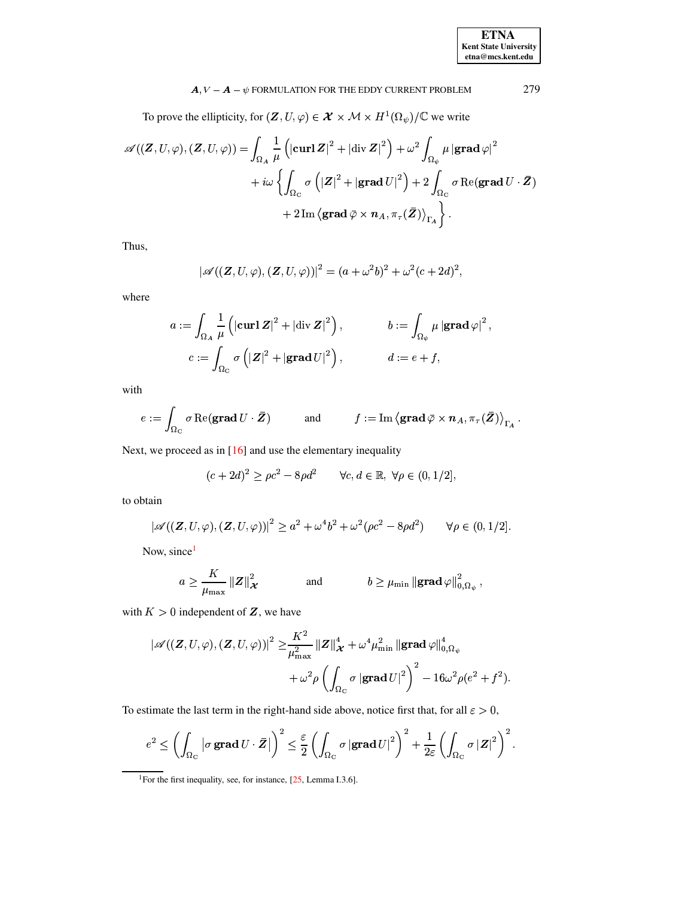To prove the ellipticity, for $(\boldsymbol{Z}, U, \varphi) \in \boldsymbol{\mathcal{X}} \times \mathcal{M} \times H^1(\Omega_\psi)/\mathbb{C}$ we write

$$\begin{aligned}
\mathscr{A}((\boldsymbol{Z}, U, \varphi), (\boldsymbol{Z}, U, \varphi)) = & \int_{\Omega_A} \frac{1}{\mu} \left( |\mathbf{curl}\, \boldsymbol{Z}|^2 + |\mathrm{div}\, \boldsymbol{Z}|^2 \right) + \omega^2 \int_{\Omega_\psi} \mu \, |\mathbf{grad}\, \varphi|^2 \\
& + i\omega \left\{ \int_{\Omega_C} \sigma \left( |\boldsymbol{Z}|^2 + |\mathbf{grad}\, U|^2 \right) + 2 \int_{\Omega_C} \sigma \, \mathrm{Re}(\mathbf{grad}\, U \cdot \bar{\boldsymbol{Z}}) \right. \\
& \left. + 2 \, \mathrm{Im} \left\langle \mathbf{grad}\, \bar{\varphi} \times \boldsymbol{n}_A, \pi_\tau(\bar{\boldsymbol{Z}}) \right\rangle_{\Gamma_A} \right\}.
\end{aligned}$$

Thus,

$$|\mathscr{A}((\boldsymbol{Z}, U, \varphi), (\boldsymbol{Z}, U, \varphi))|^2 = (a + \omega^2 b)^2 + \omega^2 (c + 2d)^2,$$

where

$$a := \int_{\Omega_A} \frac{1}{\mu} \left( |\mathbf{curl}\, \boldsymbol{Z}|^2 + |\mathrm{div}\, \boldsymbol{Z}|^2 \right), \qquad b := \int_{\Omega_\psi} \mu \, |\mathbf{grad}\, \varphi|^2,$$

$$c := \int_{\Omega_C} \sigma \left( |\boldsymbol{Z}|^2 + |\mathbf{grad}\, U|^2 \right), \qquad d := e + f,$$

with

$$e := \int_{\Omega_C} \sigma \, \mathrm{Re}(\mathbf{grad}\, U \cdot \bar{\boldsymbol{Z}}) \qquad \text{and} \qquad f := \mathrm{Im} \left\langle \mathbf{grad}\, \bar{\varphi} \times \boldsymbol{n}_A, \pi_\tau(\bar{\boldsymbol{Z}}) \right\rangle_{\Gamma_A}.$$

Next, we proceed as in [16] and use the elementary inequality

$$(c + 2d)^2 \geq \rho c^2 - 8\rho d^2 \qquad \forall c, d \in \mathbb{R}, \ \forall \rho \in (0, 1/2],$$

to obtain

$$|\mathscr{A}((\boldsymbol{Z}, U, \varphi), (\boldsymbol{Z}, U, \varphi))|^2 \geq a^2 + \omega^4 b^2 + \omega^2 (\rho c^2 - 8\rho d^2) \qquad \forall \rho \in (0, 1/2].$$

Now, since[1]

$$a \geq \frac{K}{\mu_{\max}} \|\boldsymbol{Z}\|_{\boldsymbol{\mathcal{X}}}^2 \qquad \text{and} \qquad b \geq \mu_{\min} \|\mathbf{grad}\, \varphi\|_{0,\Omega_\psi}^2,$$

with $K > 0$ independent of $\boldsymbol{Z}$, we have

$$\begin{aligned}
|\mathscr{A}((\boldsymbol{Z}, U, \varphi), (\boldsymbol{Z}, U, \varphi))|^2 \geq & \frac{K^2}{\mu_{\max}^2} \|\boldsymbol{Z}\|_{\boldsymbol{\mathcal{X}}}^4 + \omega^4 \mu_{\min}^2 \|\mathbf{grad}\, \varphi\|_{0,\Omega_\psi}^4 \\
& + \omega^2 \rho \left( \int_{\Omega_C} \sigma \, |\mathbf{grad}\, U|^2 \right)^2 - 16 \omega^2 \rho (e^2 + f^2).
\end{aligned}$$

To estimate the last term in the right-hand side above, notice first that, for all $\varepsilon > 0$,

$$e^2 \leq \left( \int_{\Omega_C} |\sigma \, \mathbf{grad}\, U \cdot \bar{\boldsymbol{Z}}| \right)^2 \leq \frac{\varepsilon}{2} \left( \int_{\Omega_C} \sigma \, |\mathbf{grad}\, U|^2 \right)^2 + \frac{1}{2\varepsilon} \left( \int_{\Omega_C} \sigma \, |\boldsymbol{Z}|^2 \right)^2.$$

[1] For the first inequality, see, for instance, [25, Lemma I.3.6].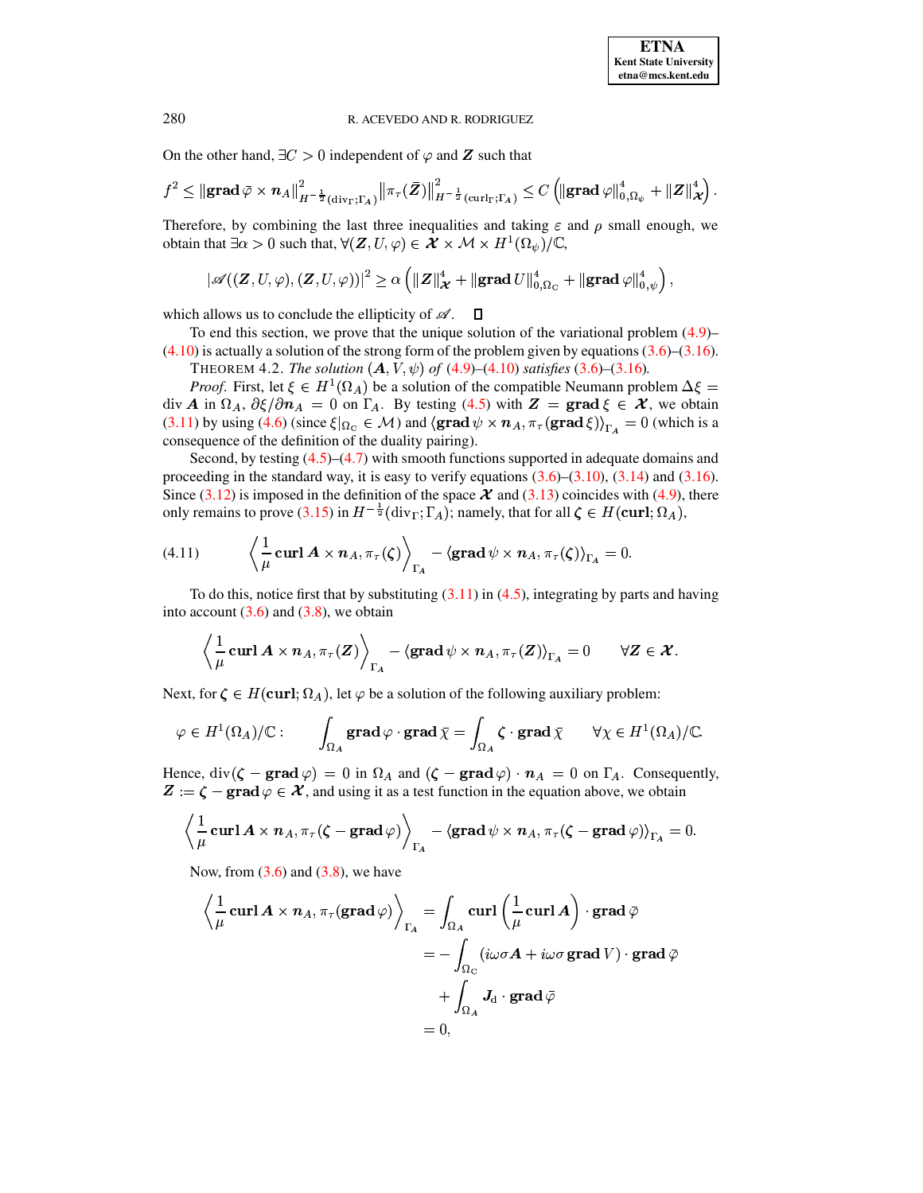On the other hand, $\exists C > 0$ independent of $\varphi$ and $\boldsymbol{Z}$ such that

$$f^2 \leq \|\mathbf{grad}\,\bar{\varphi} \times \boldsymbol{n}_A\|^2_{H^{-\frac{1}{2}}(\mathrm{div}_\Gamma;\Gamma_A)} \left\|\pi_\tau(\bar{\boldsymbol{Z}})\right\|^2_{H^{-\frac{1}{2}}(\mathrm{curl}_\Gamma;\Gamma_A)} \leq C\left(\|\mathbf{grad}\,\varphi\|^4_{0,\Omega_\psi} + \|\boldsymbol{Z}\|^4_{\boldsymbol{\mathcal{X}}}\right).$$

Therefore, by combining the last three inequalities and taking $\varepsilon$ and $\rho$ small enough, we obtain that $\exists\alpha > 0$ such that, $\forall(\boldsymbol{Z}, U, \varphi) \in \boldsymbol{\mathcal{X}} \times \mathcal{M} \times H^1(\Omega_\psi)/\mathbb{C}$,

$$|\mathscr{A}((\boldsymbol{Z}, U, \varphi), (\boldsymbol{Z}, U, \varphi))|^2 \geq \alpha\left(\|\boldsymbol{Z}\|^4_{\boldsymbol{\mathcal{X}}} + \|\mathbf{grad}\,U\|^4_{0,\Omega_{\mathrm{C}}} + \|\mathbf{grad}\,\varphi\|^4_{0,\psi}\right),$$

which allows us to conclude the ellipticity of $\mathscr{A}$. $\square$

To end this section, we prove that the unique solution of the variational problem (4.9)–(4.10) is actually a solution of the strong form of the problem given by equations (3.6)–(3.16).

THEOREM 4.2. *The solution* $(\boldsymbol{A}, V, \psi)$ *of* (4.9)–(4.10) *satisfies* (3.6)–(3.16).

*Proof.* First, let $\xi \in H^1(\Omega_A)$ be a solution of the compatible Neumann problem $\Delta\xi = \operatorname{div}\boldsymbol{A}$ in $\Omega_A$, $\partial\xi/\partial\boldsymbol{n}_A = 0$ on $\Gamma_A$. By testing (4.5) with $\boldsymbol{Z} = \mathbf{grad}\,\xi \in \boldsymbol{\mathcal{X}}$, we obtain (3.11) by using (4.6) (since $\xi|_{\Omega_{\mathrm{C}}} \in \mathcal{M}$) and $\langle\mathbf{grad}\,\psi \times \boldsymbol{n}_A, \pi_\tau(\mathbf{grad}\,\xi)\rangle_{\Gamma_A} = 0$ (which is a consequence of the definition of the duality pairing).

Second, by testing (4.5)–(4.7) with smooth functions supported in adequate domains and proceeding in the standard way, it is easy to verify equations (3.6)–(3.10), (3.14) and (3.16). Since (3.12) is imposed in the definition of the space $\boldsymbol{\mathcal{X}}$ and (3.13) coincides with (4.9), there only remains to prove (3.15) in $H^{-\frac{1}{2}}(\mathrm{div}_\Gamma;\Gamma_A)$; namely, that for all $\boldsymbol{\zeta} \in H(\mathbf{curl};\Omega_A)$,

$$\left\langle \frac{1}{\mu}\,\mathbf{curl}\,\boldsymbol{A} \times \boldsymbol{n}_A, \pi_\tau(\boldsymbol{\zeta})\right\rangle_{\Gamma_A} - \langle\mathbf{grad}\,\psi \times \boldsymbol{n}_A, \pi_\tau(\boldsymbol{\zeta})\rangle_{\Gamma_A} = 0. \tag{4.11}$$

To do this, notice first that by substituting (3.11) in (4.5), integrating by parts and having into account (3.6) and (3.8), we obtain

$$\left\langle \frac{1}{\mu}\,\mathbf{curl}\,\boldsymbol{A} \times \boldsymbol{n}_A, \pi_\tau(\boldsymbol{Z})\right\rangle_{\Gamma_A} - \langle\mathbf{grad}\,\psi \times \boldsymbol{n}_A, \pi_\tau(\boldsymbol{Z})\rangle_{\Gamma_A} = 0 \qquad \forall\boldsymbol{Z} \in \boldsymbol{\mathcal{X}}.$$

Next, for $\boldsymbol{\zeta} \in H(\mathbf{curl};\Omega_A)$, let $\varphi$ be a solution of the following auxiliary problem:

$$\varphi \in H^1(\Omega_A)/\mathbb{C}: \qquad \int_{\Omega_A}\mathbf{grad}\,\varphi \cdot \mathbf{grad}\,\bar{\chi} = \int_{\Omega_A}\boldsymbol{\zeta} \cdot \mathbf{grad}\,\bar{\chi} \qquad \forall\chi \in H^1(\Omega_A)/\mathbb{C}.$$

Hence, $\operatorname{div}(\boldsymbol{\zeta} - \mathbf{grad}\,\varphi) = 0$ in $\Omega_A$ and $(\boldsymbol{\zeta} - \mathbf{grad}\,\varphi) \cdot \boldsymbol{n}_A = 0$ on $\Gamma_A$. Consequently, $\boldsymbol{Z} := \boldsymbol{\zeta} - \mathbf{grad}\,\varphi \in \boldsymbol{\mathcal{X}}$, and using it as a test function in the equation above, we obtain

$$\left\langle \frac{1}{\mu}\,\mathbf{curl}\,\boldsymbol{A} \times \boldsymbol{n}_A, \pi_\tau(\boldsymbol{\zeta} - \mathbf{grad}\,\varphi)\right\rangle_{\Gamma_A} - \langle\mathbf{grad}\,\psi \times \boldsymbol{n}_A, \pi_\tau(\boldsymbol{\zeta} - \mathbf{grad}\,\varphi)\rangle_{\Gamma_A} = 0.$$

Now, from (3.6) and (3.8), we have

$$\begin{aligned}
\left\langle \frac{1}{\mu}\,\mathbf{curl}\,\boldsymbol{A} \times \boldsymbol{n}_A, \pi_\tau(\mathbf{grad}\,\varphi)\right\rangle_{\Gamma_A} &= \int_{\Omega_A}\mathbf{curl}\left(\frac{1}{\mu}\,\mathbf{curl}\,\boldsymbol{A}\right) \cdot \mathbf{grad}\,\bar{\varphi} \\
&= -\int_{\Omega_{\mathrm{C}}}(i\omega\sigma\boldsymbol{A} + i\omega\sigma\,\mathbf{grad}\,V) \cdot \mathbf{grad}\,\bar{\varphi} \\
&\quad + \int_{\Omega_A}\boldsymbol{J}_{\mathrm{d}} \cdot \mathbf{grad}\,\bar{\varphi} \\
&= 0,
\end{aligned}$$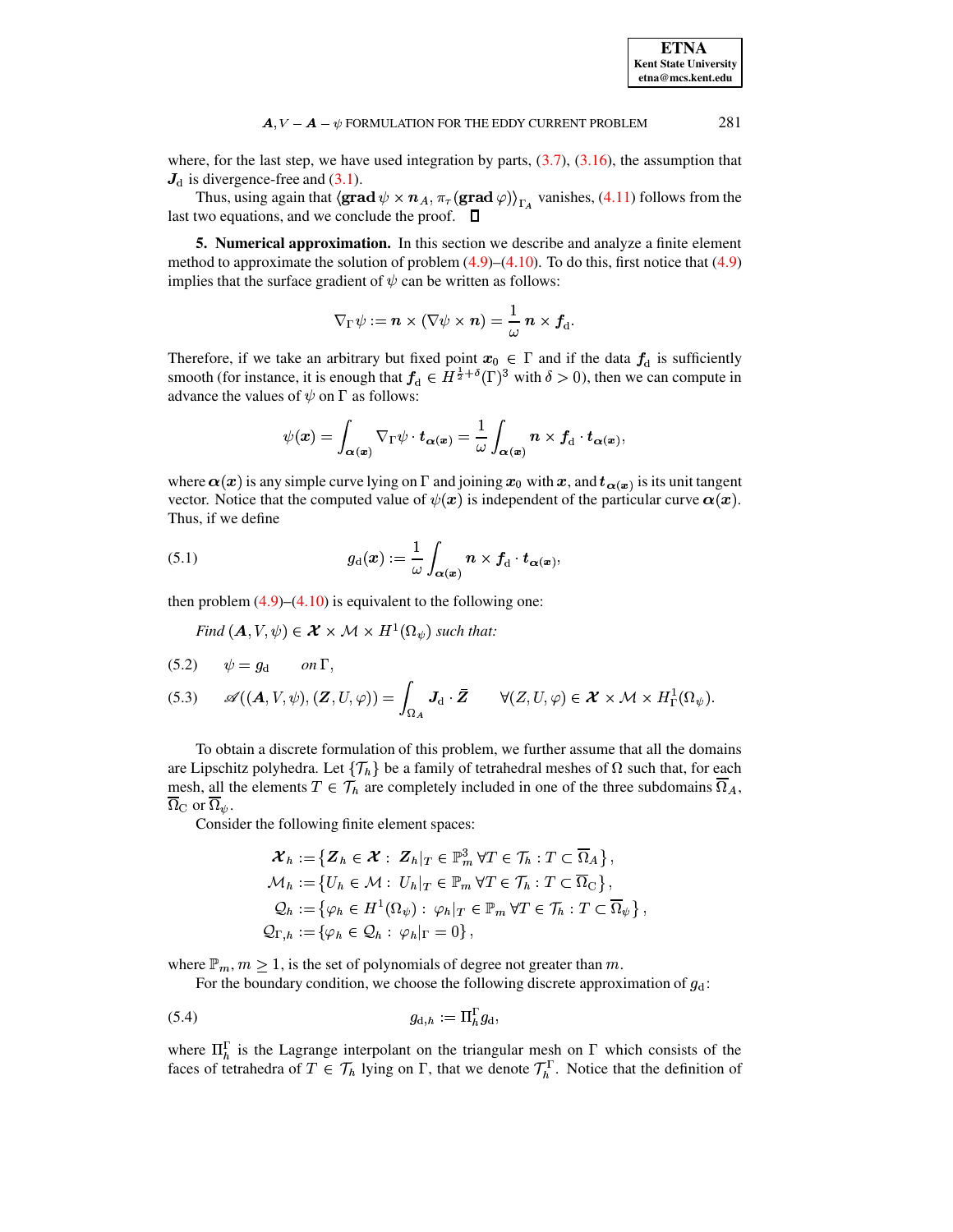where, for the last step, we have used integration by parts, (3.7), (3.16), the assumption that $\boldsymbol{J}_{\mathrm{d}}$ is divergence-free and (3.1).

Thus, using again that $\langle \mathbf{grad}\,\psi \times \boldsymbol{n}_A, \pi_\tau(\mathbf{grad}\,\varphi)\rangle_{\Gamma_A}$ vanishes, (4.11) follows from the last two equations, and we conclude the proof. $\square$

**5. Numerical approximation.** In this section we describe and analyze a finite element method to approximate the solution of problem (4.9)–(4.10). To do this, first notice that (4.9) implies that the surface gradient of $\psi$ can be written as follows:

$$\nabla_\Gamma \psi := \boldsymbol{n} \times (\nabla\psi \times \boldsymbol{n}) = \frac{1}{\omega}\, \boldsymbol{n} \times \boldsymbol{f}_{\mathrm{d}}.$$

Therefore, if we take an arbitrary but fixed point $\boldsymbol{x}_0 \in \Gamma$ and if the data $\boldsymbol{f}_{\mathrm{d}}$ is sufficiently smooth (for instance, it is enough that $\boldsymbol{f}_{\mathrm{d}} \in H^{\frac{1}{2}+\delta}(\Gamma)^3$ with $\delta > 0$), then we can compute in advance the values of $\psi$ on $\Gamma$ as follows:

$$\psi(\boldsymbol{x}) = \int_{\boldsymbol{\alpha}(\boldsymbol{x})} \nabla_\Gamma \psi \cdot \boldsymbol{t}_{\boldsymbol{\alpha}(\boldsymbol{x})} = \frac{1}{\omega} \int_{\boldsymbol{\alpha}(\boldsymbol{x})} \boldsymbol{n} \times \boldsymbol{f}_{\mathrm{d}} \cdot \boldsymbol{t}_{\boldsymbol{\alpha}(\boldsymbol{x})},$$

where $\boldsymbol{\alpha}(\boldsymbol{x})$ is any simple curve lying on $\Gamma$ and joining $\boldsymbol{x}_0$ with $\boldsymbol{x}$, and $\boldsymbol{t}_{\boldsymbol{\alpha}(\boldsymbol{x})}$ is its unit tangent vector. Notice that the computed value of $\psi(\boldsymbol{x})$ is independent of the particular curve $\boldsymbol{\alpha}(\boldsymbol{x})$. Thus, if we define

$$g_{\mathrm{d}}(\boldsymbol{x}) := \frac{1}{\omega} \int_{\boldsymbol{\alpha}(\boldsymbol{x})} \boldsymbol{n} \times \boldsymbol{f}_{\mathrm{d}} \cdot \boldsymbol{t}_{\boldsymbol{\alpha}(\boldsymbol{x})}, \tag{5.1}$$

then problem (4.9)–(4.10) is equivalent to the following one:

*Find* $(\boldsymbol{A}, V, \psi) \in \boldsymbol{\mathcal{X}} \times \mathcal{M} \times H^1(\Omega_\psi)$ *such that:*

$$\psi = g_{\mathrm{d}} \qquad \text{on}\, \Gamma, \tag{5.2}$$

$$\mathscr{A}((\boldsymbol{A}, V, \psi), (\boldsymbol{Z}, U, \varphi)) = \int_{\Omega_A} \boldsymbol{J}_{\mathrm{d}} \cdot \bar{\boldsymbol{Z}} \qquad \forall (\boldsymbol{Z}, U, \varphi) \in \boldsymbol{\mathcal{X}} \times \mathcal{M} \times H^1_\Gamma(\Omega_\psi). \tag{5.3}$$

To obtain a discrete formulation of this problem, we further assume that all the domains are Lipschitz polyhedra. Let $\{\mathcal{T}_h\}$ be a family of tetrahedral meshes of $\Omega$ such that, for each mesh, all the elements $T \in \mathcal{T}_h$ are completely included in one of the three subdomains $\overline{\Omega}_A$, $\overline{\Omega}_{\mathrm{C}}$ or $\overline{\Omega}_\psi$.

Consider the following finite element spaces:

$$\begin{aligned}
\boldsymbol{\mathcal{X}}_h &:= \left\{ \boldsymbol{Z}_h \in \boldsymbol{\mathcal{X}} : \ \boldsymbol{Z}_h|_T \in \mathbb{P}_m^3 \ \forall T \in \mathcal{T}_h : T \subset \overline{\Omega}_A \right\}, \\
\mathcal{M}_h &:= \left\{ U_h \in \mathcal{M} : \ U_h|_T \in \mathbb{P}_m \ \forall T \in \mathcal{T}_h : T \subset \overline{\Omega}_{\mathrm{C}} \right\}, \\
\mathcal{Q}_h &:= \left\{ \varphi_h \in H^1(\Omega_\psi) : \ \varphi_h|_T \in \mathbb{P}_m \ \forall T \in \mathcal{T}_h : T \subset \overline{\Omega}_\psi \right\}, \\
\mathcal{Q}_{\Gamma,h} &:= \left\{ \varphi_h \in \mathcal{Q}_h : \ \varphi_h|_\Gamma = 0 \right\},
\end{aligned}$$

where $\mathbb{P}_m$, $m \geq 1$, is the set of polynomials of degree not greater than $m$.

For the boundary condition, we choose the following discrete approximation of $g_{\mathrm{d}}$:

$$g_{\mathrm{d},h} := \Pi_h^\Gamma g_{\mathrm{d}}, \tag{5.4}$$

where $\Pi_h^\Gamma$ is the Lagrange interpolant on the triangular mesh on $\Gamma$ which consists of the faces of tetrahedra of $T \in \mathcal{T}_h$ lying on $\Gamma$, that we denote $\mathcal{T}_h^\Gamma$. Notice that the definition of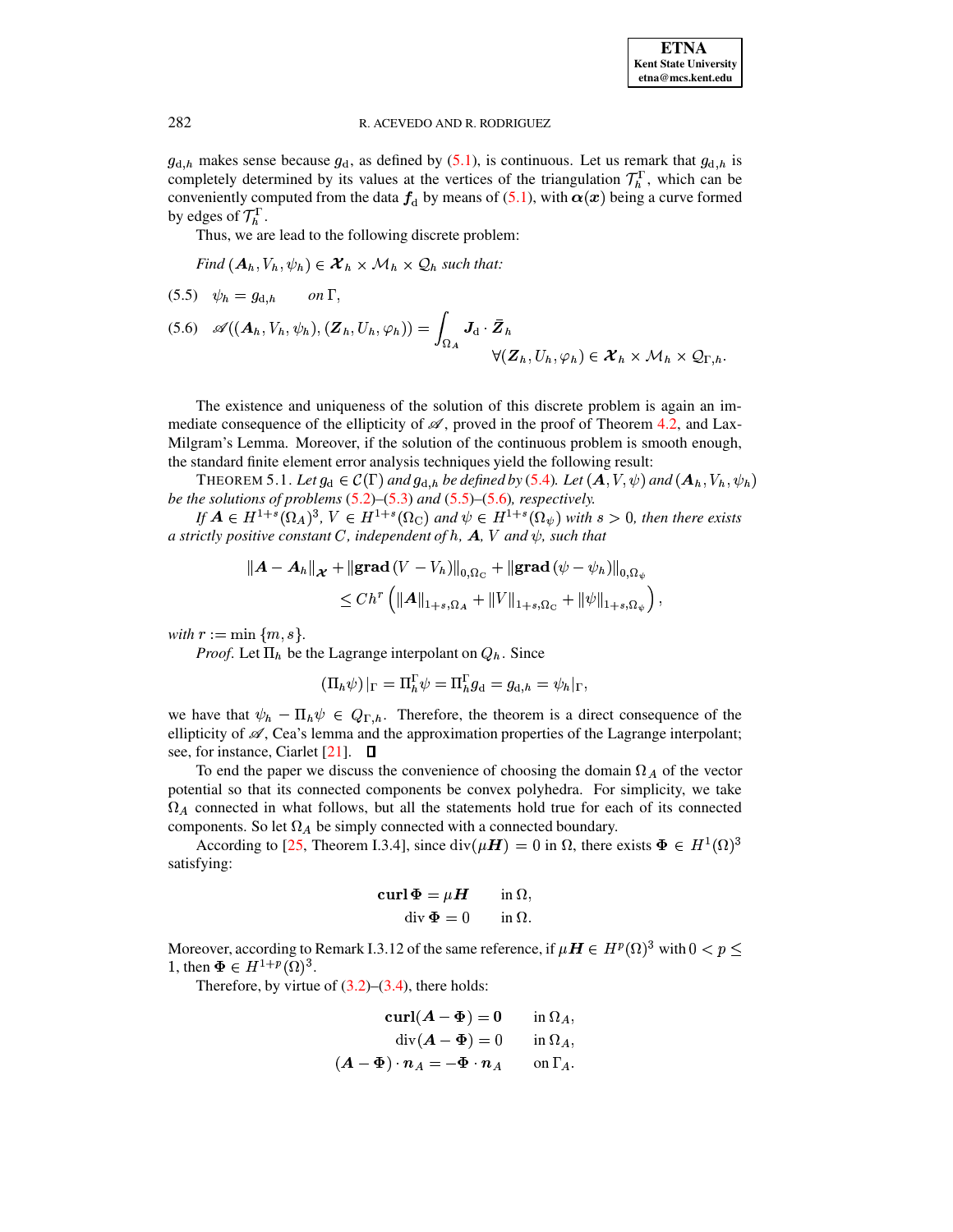$g_{\mathrm{d},h}$ makes sense because $g_{\mathrm{d}}$, as defined by (5.1), is continuous. Let us remark that $g_{\mathrm{d},h}$ is completely determined by its values at the vertices of the triangulation $\mathcal{T}_h^{\Gamma}$, which can be conveniently computed from the data $\boldsymbol{f}_{\mathrm{d}}$ by means of (5.1), with $\boldsymbol{\alpha}(\boldsymbol{x})$ being a curve formed by edges of $\mathcal{T}_h^{\Gamma}$.

Thus, we are lead to the following discrete problem:

*Find* $(\boldsymbol{A}_h, V_h, \psi_h) \in \boldsymbol{\mathcal{X}}_h \times \mathcal{M}_h \times \mathcal{Q}_h$ *such that:*

$$\psi_h = g_{\mathrm{d},h} \qquad \text{on } \Gamma, \tag{5.5}$$

$$\mathscr{A}((\boldsymbol{A}_h, V_h, \psi_h), (\boldsymbol{Z}_h, U_h, \varphi_h)) = \int_{\Omega_A} \boldsymbol{J}_{\mathrm{d}} \cdot \bar{\boldsymbol{Z}}_h \qquad \forall (\boldsymbol{Z}_h, U_h, \varphi_h) \in \boldsymbol{\mathcal{X}}_h \times \mathcal{M}_h \times \mathcal{Q}_{\Gamma,h}. \tag{5.6}$$

The existence and uniqueness of the solution of this discrete problem is again an immediate consequence of the ellipticity of $\mathscr{A}$, proved in the proof of Theorem 4.2, and Lax-Milgram's Lemma. Moreover, if the solution of the continuous problem is smooth enough, the standard finite element error analysis techniques yield the following result:

THEOREM 5.1. *Let* $g_{\mathrm{d}} \in \mathcal{C}(\Gamma)$ *and* $g_{\mathrm{d},h}$ *be defined by* (5.4). *Let* $(\boldsymbol{A}, V, \psi)$ *and* $(\boldsymbol{A}_h, V_h, \psi_h)$ *be the solutions of problems* (5.2)–(5.3) *and* (5.5)–(5.6)*, respectively.*

*If* $\boldsymbol{A} \in H^{1+s}(\Omega_A)^3$, $V \in H^{1+s}(\Omega_{\mathrm{C}})$ *and* $\psi \in H^{1+s}(\Omega_\psi)$ *with* $s > 0$, *then there exists a strictly positive constant* $C$, *independent of* $h$, $\boldsymbol{A}$, $V$ *and* $\psi$, *such that*

$$\|\boldsymbol{A} - \boldsymbol{A}_h\|_{\boldsymbol{\mathcal{X}}} + \|\mathbf{grad}\,(V - V_h)\|_{0,\Omega_{\mathrm{C}}} + \|\mathbf{grad}\,(\psi - \psi_h)\|_{0,\Omega_\psi} \le C h^r \left( \|\boldsymbol{A}\|_{1+s,\Omega_A} + \|V\|_{1+s,\Omega_{\mathrm{C}}} + \|\psi\|_{1+s,\Omega_\psi} \right),$$

*with* $r := \min\{m, s\}$.

*Proof.* Let $\Pi_h$ be the Lagrange interpolant on $Q_h$. Since

$$(\Pi_h \psi)|_{\Gamma} = \Pi_h^{\Gamma} \psi = \Pi_h^{\Gamma} g_{\mathrm{d}} = g_{\mathrm{d},h} = \psi_h|_{\Gamma},$$

we have that $\psi_h - \Pi_h \psi \in Q_{\Gamma,h}$. Therefore, the theorem is a direct consequence of the ellipticity of $\mathscr{A}$, Cea's lemma and the approximation properties of the Lagrange interpolant; see, for instance, Ciarlet [21]. ∎

To end the paper we discuss the convenience of choosing the domain $\Omega_A$ of the vector potential so that its connected components be convex polyhedra. For simplicity, we take $\Omega_A$ connected in what follows, but all the statements hold true for each of its connected components. So let $\Omega_A$ be simply connected with a connected boundary.

According to [25, Theorem I.3.4], since $\operatorname{div}(\mu \boldsymbol{H}) = 0$ in $\Omega$, there exists $\boldsymbol{\Phi} \in H^1(\Omega)^3$ satisfying:

$$\begin{aligned} \mathbf{curl}\,\boldsymbol{\Phi} &= \mu \boldsymbol{H} \qquad && \text{in } \Omega, \\ \operatorname{div}\boldsymbol{\Phi} &= 0 \qquad && \text{in } \Omega. \end{aligned}$$

Moreover, according to Remark I.3.12 of the same reference, if $\mu \boldsymbol{H} \in H^p(\Omega)^3$ with $0 < p \le 1$, then $\boldsymbol{\Phi} \in H^{1+p}(\Omega)^3$.

Therefore, by virtue of (3.2)–(3.4), there holds:

$$\begin{aligned} \mathbf{curl}(\boldsymbol{A} - \boldsymbol{\Phi}) &= \mathbf{0} \qquad && \text{in } \Omega_A, \\ \operatorname{div}(\boldsymbol{A} - \boldsymbol{\Phi}) &= 0 \qquad && \text{in } \Omega_A, \\ (\boldsymbol{A} - \boldsymbol{\Phi}) \cdot \boldsymbol{n}_A &= -\boldsymbol{\Phi} \cdot \boldsymbol{n}_A \qquad && \text{on } \Gamma_A. \end{aligned}$$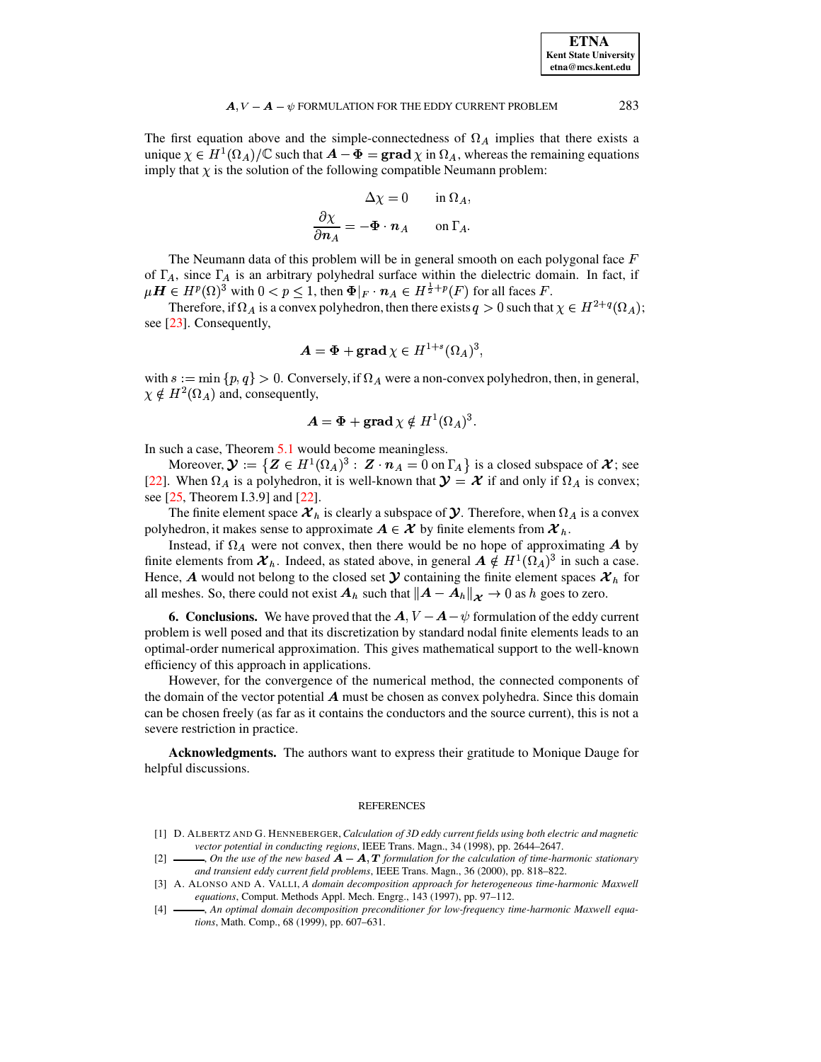The first equation above and the simple-connectedness of $\Omega_A$ implies that there exists a unique $\chi \in H^1(\Omega_A)/\mathbb{C}$ such that $\boldsymbol{A} - \boldsymbol{\Phi} = \mathbf{grad}\,\chi$ in $\Omega_A$, whereas the remaining equations imply that $\chi$ is the solution of the following compatible Neumann problem:

$$\Delta\chi = 0 \qquad \text{in } \Omega_A,$$

$$\frac{\partial \chi}{\partial \boldsymbol{n}_A} = -\boldsymbol{\Phi}\cdot\boldsymbol{n}_A \qquad \text{on } \Gamma_A.$$

The Neumann data of this problem will be in general smooth on each polygonal face $F$ of $\Gamma_A$, since $\Gamma_A$ is an arbitrary polyhedral surface within the dielectric domain. In fact, if $\mu\boldsymbol{H} \in H^p(\Omega)^3$ with $0 < p \leq 1$, then $\boldsymbol{\Phi}|_F \cdot \boldsymbol{n}_A \in H^{\frac{1}{2}+p}(F)$ for all faces $F$.

Therefore, if $\Omega_A$ is a convex polyhedron, then there exists $q > 0$ such that $\chi \in H^{2+q}(\Omega_A)$; see [23]. Consequently,

$$\boldsymbol{A} = \boldsymbol{\Phi} + \mathbf{grad}\,\chi \in H^{1+s}(\Omega_A)^3,$$

with $s := \min\{p, q\} > 0$. Conversely, if $\Omega_A$ were a non-convex polyhedron, then, in general, $\chi \notin H^2(\Omega_A)$ and, consequently,

$$\boldsymbol{A} = \boldsymbol{\Phi} + \mathbf{grad}\,\chi \notin H^1(\Omega_A)^3.$$

In such a case, Theorem 5.1 would become meaningless.

Moreover, $\boldsymbol{\mathcal{Y}} := \left\{\boldsymbol{Z} \in H^1(\Omega_A)^3 : \boldsymbol{Z}\cdot\boldsymbol{n}_A = 0 \text{ on } \Gamma_A\right\}$ is a closed subspace of $\boldsymbol{\mathcal{X}}$; see [22]. When $\Omega_A$ is a polyhedron, it is well-known that $\boldsymbol{\mathcal{Y}} = \boldsymbol{\mathcal{X}}$ if and only if $\Omega_A$ is convex; see [25, Theorem I.3.9] and [22].

The finite element space $\boldsymbol{\mathcal{X}}_h$ is clearly a subspace of $\boldsymbol{\mathcal{Y}}$. Therefore, when $\Omega_A$ is a convex polyhedron, it makes sense to approximate $\boldsymbol{A} \in \boldsymbol{\mathcal{X}}$ by finite elements from $\boldsymbol{\mathcal{X}}_h$.

Instead, if $\Omega_A$ were not convex, then there would be no hope of approximating $\boldsymbol{A}$ by finite elements from $\boldsymbol{\mathcal{X}}_h$. Indeed, as stated above, in general $\boldsymbol{A} \notin H^1(\Omega_A)^3$ in such a case. Hence, $\boldsymbol{A}$ would not belong to the closed set $\boldsymbol{\mathcal{Y}}$ containing the finite element spaces $\boldsymbol{\mathcal{X}}_h$ for all meshes. So, there could not exist $\boldsymbol{A}_h$ such that $\|\boldsymbol{A} - \boldsymbol{A}_h\|_{\boldsymbol{\mathcal{X}}} \to 0$ as $h$ goes to zero.

**6. Conclusions.** We have proved that the $\boldsymbol{A}, V - \boldsymbol{A} - \psi$ formulation of the eddy current problem is well posed and that its discretization by standard nodal finite elements leads to an optimal-order numerical approximation. This gives mathematical support to the well-known efficiency of this approach in applications.

However, for the convergence of the numerical method, the connected components of the domain of the vector potential $\boldsymbol{A}$ must be chosen as convex polyhedra. Since this domain can be chosen freely (as far as it contains the conductors and the source current), this is not a severe restriction in practice.

**Acknowledgments.** The authors want to express their gratitude to Monique Dauge for helpful discussions.

## REFERENCES

[1] D. Albertz and G. Henneberger, *Calculation of 3D eddy current fields using both electric and magnetic vector potential in conducting regions*, IEEE Trans. Magn., 34 (1998), pp. 2644–2647.

[2] ———, *On the use of the new based $\boldsymbol{A} - \boldsymbol{A}, \boldsymbol{T}$ formulation for the calculation of time-harmonic stationary and transient eddy current field problems*, IEEE Trans. Magn., 36 (2000), pp. 818–822.

[3] A. Alonso and A. Valli, *A domain decomposition approach for heterogeneous time-harmonic Maxwell equations*, Comput. Methods Appl. Mech. Engrg., 143 (1997), pp. 97–112.

[4] ———, *An optimal domain decomposition preconditioner for low-frequency time-harmonic Maxwell equations*, Math. Comp., 68 (1999), pp. 607–631.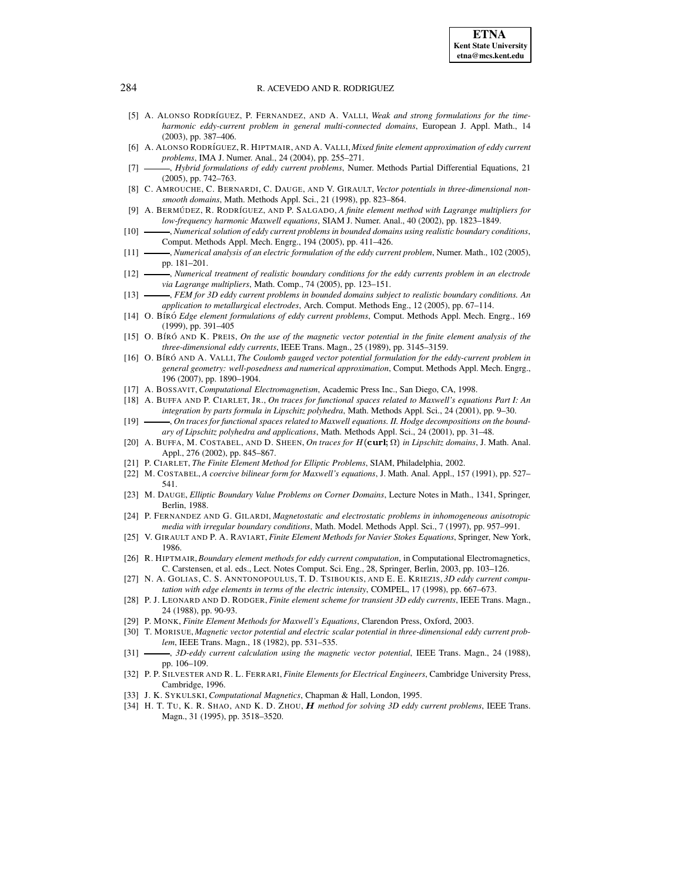[5] A. ALONSO RODRÍGUEZ, P. FERNANDEZ, AND A. VALLI, *Weak and strong formulations for the time-harmonic eddy-current problem in general multi-connected domains*, European J. Appl. Math., 14 (2003), pp. 387–406.

[6] A. ALONSO RODRÍGUEZ, R. HIPTMAIR, AND A. VALLI, *Mixed finite element approximation of eddy current problems*, IMA J. Numer. Anal., 24 (2004), pp. 255–271.

[7] ———, *Hybrid formulations of eddy current problems*, Numer. Methods Partial Differential Equations, 21 (2005), pp. 742–763.

[8] C. AMROUCHE, C. BERNARDI, C. DAUGE, AND V. GIRAULT, *Vector potentials in three-dimensional non-smooth domains*, Math. Methods Appl. Sci., 21 (1998), pp. 823–864.

[9] A. BERMÚDEZ, R. RODRÍGUEZ, AND P. SALGADO, *A finite element method with Lagrange multipliers for low-frequency harmonic Maxwell equations*, SIAM J. Numer. Anal., 40 (2002), pp. 1823–1849.

[10] ———, *Numerical solution of eddy current problems in bounded domains using realistic boundary conditions*, Comput. Methods Appl. Mech. Engrg., 194 (2005), pp. 411–426.

[11] ———, *Numerical analysis of an electric formulation of the eddy current problem*, Numer. Math., 102 (2005), pp. 181–201.

[12] ———, *Numerical treatment of realistic boundary conditions for the eddy currents problem in an electrode via Lagrange multipliers*, Math. Comp., 74 (2005), pp. 123–151.

[13] ———, *FEM for 3D eddy current problems in bounded domains subject to realistic boundary conditions. An application to metallurgical electrodes*, Arch. Comput. Methods Eng., 12 (2005), pp. 67–114.

[14] O. BÍRÓ *Edge element formulations of eddy current problems*, Comput. Methods Appl. Mech. Engrg., 169 (1999), pp. 391–405

[15] O. BÍRÓ AND K. PREIS, *On the use of the magnetic vector potential in the finite element analysis of the three-dimensional eddy currents*, IEEE Trans. Magn., 25 (1989), pp. 3145–3159.

[16] O. BÍRÓ AND A. VALLI, *The Coulomb gauged vector potential formulation for the eddy-current problem in general geometry: well-posedness and numerical approximation*, Comput. Methods Appl. Mech. Engrg., 196 (2007), pp. 1890–1904.

[17] A. BOSSAVIT, *Computational Electromagnetism*, Academic Press Inc., San Diego, CA, 1998.

[18] A. BUFFA AND P. CIARLET, JR., *On traces for functional spaces related to Maxwell's equations Part I: An integration by parts formula in Lipschitz polyhedra*, Math. Methods Appl. Sci., 24 (2001), pp. 9–30.

[19] ———, *On traces for functional spaces related to Maxwell equations. II. Hodge decompositions on the boundary of Lipschitz polyhedra and applications*, Math. Methods Appl. Sci., 24 (2001), pp. 31–48.

[20] A. BUFFA, M. COSTABEL, AND D. SHEEN, *On traces for $H(\mathbf{curl};\Omega)$ in Lipschitz domains*, J. Math. Anal. Appl., 276 (2002), pp. 845–867.

[21] P. CIARLET, *The Finite Element Method for Elliptic Problems*, SIAM, Philadelphia, 2002.

[22] M. COSTABEL, *A coercive bilinear form for Maxwell's equations*, J. Math. Anal. Appl., 157 (1991), pp. 527–541.

[23] M. DAUGE, *Elliptic Boundary Value Problems on Corner Domains*, Lecture Notes in Math., 1341, Springer, Berlin, 1988.

[24] P. FERNANDEZ AND G. GILARDI, *Magnetostatic and electrostatic problems in inhomogeneous anisotropic media with irregular boundary conditions*, Math. Model. Methods Appl. Sci., 7 (1997), pp. 957–991.

[25] V. GIRAULT AND P. A. RAVIART, *Finite Element Methods for Navier Stokes Equations*, Springer, New York, 1986.

[26] R. HIPTMAIR, *Boundary element methods for eddy current computation*, in Computational Electromagnetics, C. Carstensen, et al. eds., Lect. Notes Comput. Sci. Eng., 28, Springer, Berlin, 2003, pp. 103–126.

[27] N. A. GOLIAS, C. S. ANNTONOPOULUS, T. D. TSIBOUKIS, AND E. E. KRIEZIS, *3D eddy current computation with edge elements in terms of the electric intensity*, COMPEL, 17 (1998), pp. 667–673.

[28] P. J. LEONARD AND D. RODGER, *Finite element scheme for transient 3D eddy currents*, IEEE Trans. Magn., 24 (1988), pp. 90-93.

[29] P. MONK, *Finite Element Methods for Maxwell's Equations*, Clarendon Press, Oxford, 2003.

[30] T. MORISUE, *Magnetic vector potential and electric scalar potential in three-dimensional eddy current problem*, IEEE Trans. Magn., 18 (1982), pp. 531–535.

[31] ———, *3D-eddy current calculation using the magnetic vector potential*, IEEE Trans. Magn., 24 (1988), pp. 106–109.

[32] P. P. SILVESTER AND R. L. FERRARI, *Finite Elements for Electrical Engineers*, Cambridge University Press, Cambridge, 1996.

[33] J. K. SYKULSKI, *Computational Magnetics*, Chapman & Hall, London, 1995.

[34] H. T. TU, K. R. SHAO, AND K. D. ZHOU, *$\boldsymbol{H}$ method for solving 3D eddy current problems*, IEEE Trans. Magn., 31 (1995), pp. 3518–3520.